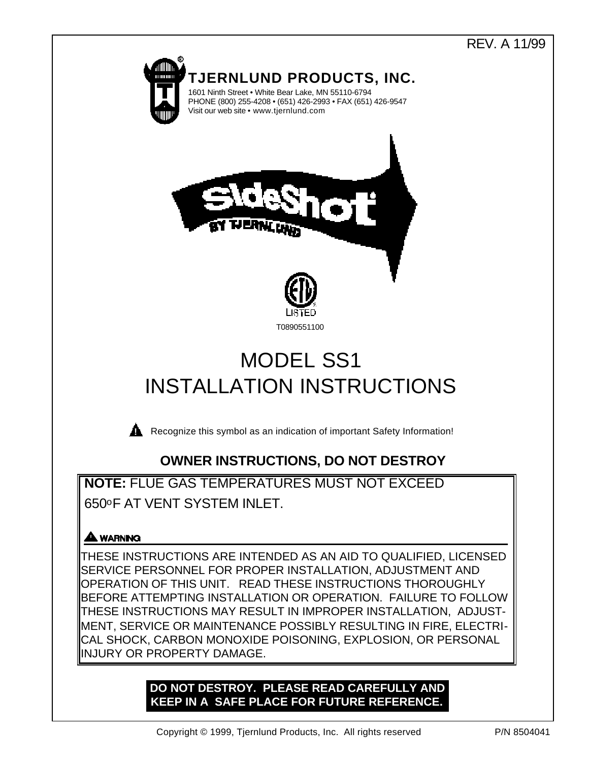REV. A 11/99

**TJERNLUND PRODUCTS, INC.**

1601 Ninth Street • White Bear Lake, MN 55110-6794
PHONE (800) 255-4208 • (651) 426-2993 • FAX (651) 426-9547
Visit our web site • www.tjernlund.com

SideShot BY TJERNLUND

LISTED

T0890551100

# MODEL SS1
# INSTALLATION INSTRUCTIONS

⚠ Recognize this symbol as an indication of important Safety Information!

## OWNER INSTRUCTIONS, DO NOT DESTROY

**NOTE:** FLUE GAS TEMPERATURES MUST NOT EXCEED 650°F AT VENT SYSTEM INLET.

**⚠ WARNING**

THESE INSTRUCTIONS ARE INTENDED AS AN AID TO QUALIFIED, LICENSED SERVICE PERSONNEL FOR PROPER INSTALLATION, ADJUSTMENT AND OPERATION OF THIS UNIT. READ THESE INSTRUCTIONS THOROUGHLY BEFORE ATTEMPTING INSTALLATION OR OPERATION. FAILURE TO FOLLOW THESE INSTRUCTIONS MAY RESULT IN IMPROPER INSTALLATION, ADJUSTMENT, SERVICE OR MAINTENANCE POSSIBLY RESULTING IN FIRE, ELECTRICAL SHOCK, CARBON MONOXIDE POISONING, EXPLOSION, OR PERSONAL INJURY OR PROPERTY DAMAGE.

**DO NOT DESTROY. PLEASE READ CAREFULLY AND KEEP IN A SAFE PLACE FOR FUTURE REFERENCE.**

Copyright © 1999, Tjernlund Products, Inc. All rights reserved

P/N 8504041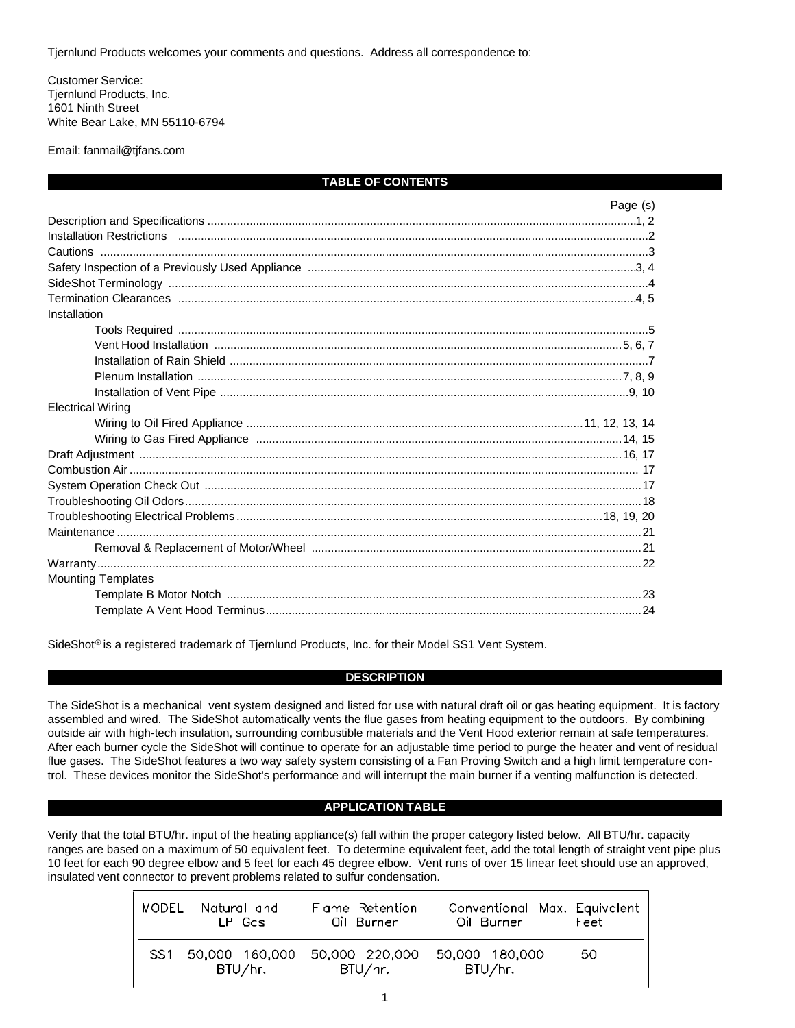Tjernlund Products welcomes your comments and questions. Address all correspondence to:

Customer Service:
Tjernlund Products, Inc.
1601 Ninth Street
White Bear Lake, MN 55110-6794

Email: fanmail@tjfans.com

## TABLE OF CONTENTS

| | Page (s) |
|---|---|
| Description and Specifications | 1, 2 |
| Installation Restrictions | 2 |
| Cautions | 3 |
| Safety Inspection of a Previously Used Appliance | 3, 4 |
| SideShot Terminology | 4 |
| Termination Clearances | 4, 5 |
| Installation | |
| Tools Required | 5 |
| Vent Hood Installation | 5, 6, 7 |
| Installation of Rain Shield | 7 |
| Plenum Installation | 7, 8, 9 |
| Installation of Vent Pipe | 9, 10 |
| Electrical Wiring | |
| Wiring to Oil Fired Appliance | 11, 12, 13, 14 |
| Wiring to Gas Fired Appliance | 14, 15 |
| Draft Adjustment | 16, 17 |
| Combustion Air | 17 |
| System Operation Check Out | 17 |
| Troubleshooting Oil Odors | 18 |
| Troubleshooting Electrical Problems | 18, 19, 20 |
| Maintenance | 21 |
| Removal & Replacement of Motor/Wheel | 21 |
| Warranty | 22 |
| Mounting Templates | |
| Template B Motor Notch | 23 |
| Template A Vent Hood Terminus | 24 |

SideShot® is a registered trademark of Tjernlund Products, Inc. for their Model SS1 Vent System.

## DESCRIPTION

The SideShot is a mechanical vent system designed and listed for use with natural draft oil or gas heating equipment. It is factory assembled and wired. The SideShot automatically vents the flue gases from heating equipment to the outdoors. By combining outside air with high-tech insulation, surrounding combustible materials and the Vent Hood exterior remain at safe temperatures. After each burner cycle the SideShot will continue to operate for an adjustable time period to purge the heater and vent of residual flue gases. The SideShot features a two way safety system consisting of a Fan Proving Switch and a high limit temperature control. These devices monitor the SideShot's performance and will interrupt the main burner if a venting malfunction is detected.

## APPLICATION TABLE

Verify that the total BTU/hr. input of the heating appliance(s) fall within the proper category listed below. All BTU/hr. capacity ranges are based on a maximum of 50 equivalent feet. To determine equivalent feet, add the total length of straight vent pipe plus 10 feet for each 90 degree elbow and 5 feet for each 45 degree elbow. Vent runs of over 15 linear feet should use an approved, insulated vent connector to prevent problems related to sulfur condensation.

| MODEL | Natural and LP Gas | Flame Retention Oil Burner | Conventional Oil Burner | Max. Equivalent Feet |
|---|---|---|---|---|
| SS1 | 50,000–160,000 BTU/hr. | 50,000–220,000 BTU/hr. | 50,000–180,000 BTU/hr. | 50 |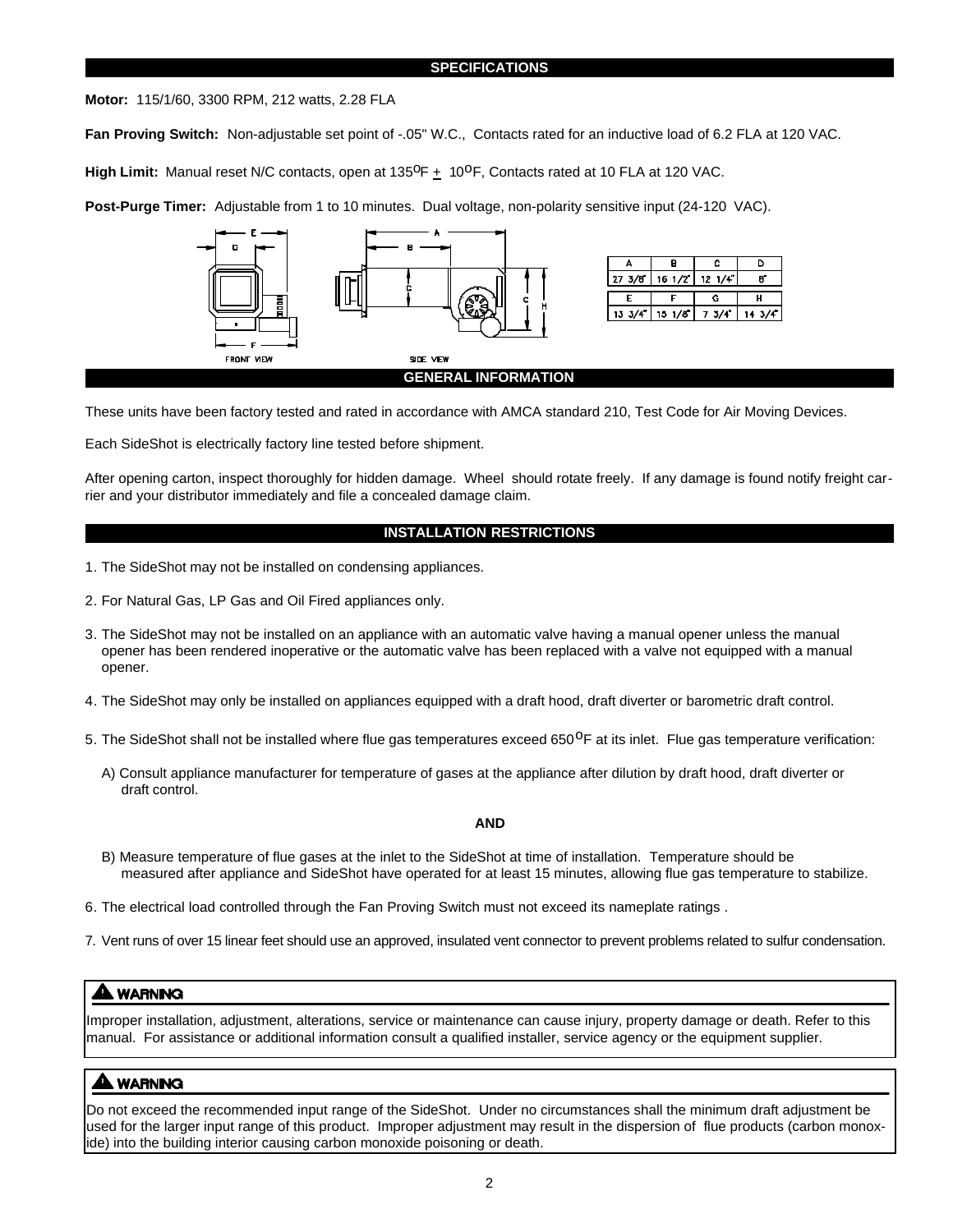## SPECIFICATIONS

**Motor:** 115/1/60, 3300 RPM, 212 watts, 2.28 FLA

**Fan Proving Switch:** Non-adjustable set point of -.05" W.C., Contacts rated for an inductive load of 6.2 FLA at 120 VAC.

**High Limit:** Manual reset N/C contacts, open at 135$^{o}$F $\pm$ 10$^{o}$F, Contacts rated at 10 FLA at 120 VAC.

**Post-Purge Timer:** Adjustable from 1 to 10 minutes. Dual voltage, non-polarity sensitive input (24-120 VAC).

FRONT VIEW

SIDE VIEW

| A | B | C | D |
|---|---|---|---|
| 27 3/8" | 16 1/2" | 12 1/4" | 8" |
| **E** | **F** | **G** | **H** |
| 13 3/4" | 15 1/8" | 7 3/4" | 14 3/4" |

## GENERAL INFORMATION

These units have been factory tested and rated in accordance with AMCA standard 210, Test Code for Air Moving Devices.

Each SideShot is electrically factory line tested before shipment.

After opening carton, inspect thoroughly for hidden damage. Wheel should rotate freely. If any damage is found notify freight carrier and your distributor immediately and file a concealed damage claim.

## INSTALLATION RESTRICTIONS

1. The SideShot may not be installed on condensing appliances.
2. For Natural Gas, LP Gas and Oil Fired appliances only.
3. The SideShot may not be installed on an appliance with an automatic valve having a manual opener unless the manual opener has been rendered inoperative or the automatic valve has been replaced with a valve not equipped with a manual opener.
4. The SideShot may only be installed on appliances equipped with a draft hood, draft diverter or barometric draft control.
5. The SideShot shall not be installed where flue gas temperatures exceed 650$^{o}$F at its inlet. Flue gas temperature verification:

   A) Consult appliance manufacturer for temperature of gases at the appliance after dilution by draft hood, draft diverter or draft control.

   **AND**

   B) Measure temperature of flue gases at the inlet to the SideShot at time of installation. Temperature should be measured after appliance and SideShot have operated for at least 15 minutes, allowing flue gas temperature to stabilize.
6. The electrical load controlled through the Fan Proving Switch must not exceed its nameplate ratings .
7. Vent runs of over 15 linear feet should use an approved, insulated vent connector to prevent problems related to sulfur condensation.

**⚠ WARNING**

Improper installation, adjustment, alterations, service or maintenance can cause injury, property damage or death. Refer to this manual. For assistance or additional information consult a qualified installer, service agency or the equipment supplier.

**⚠ WARNING**

Do not exceed the recommended input range of the SideShot. Under no circumstances shall the minimum draft adjustment be used for the larger input range of this product. Improper adjustment may result in the dispersion of flue products (carbon monoxide) into the building interior causing carbon monoxide poisoning or death.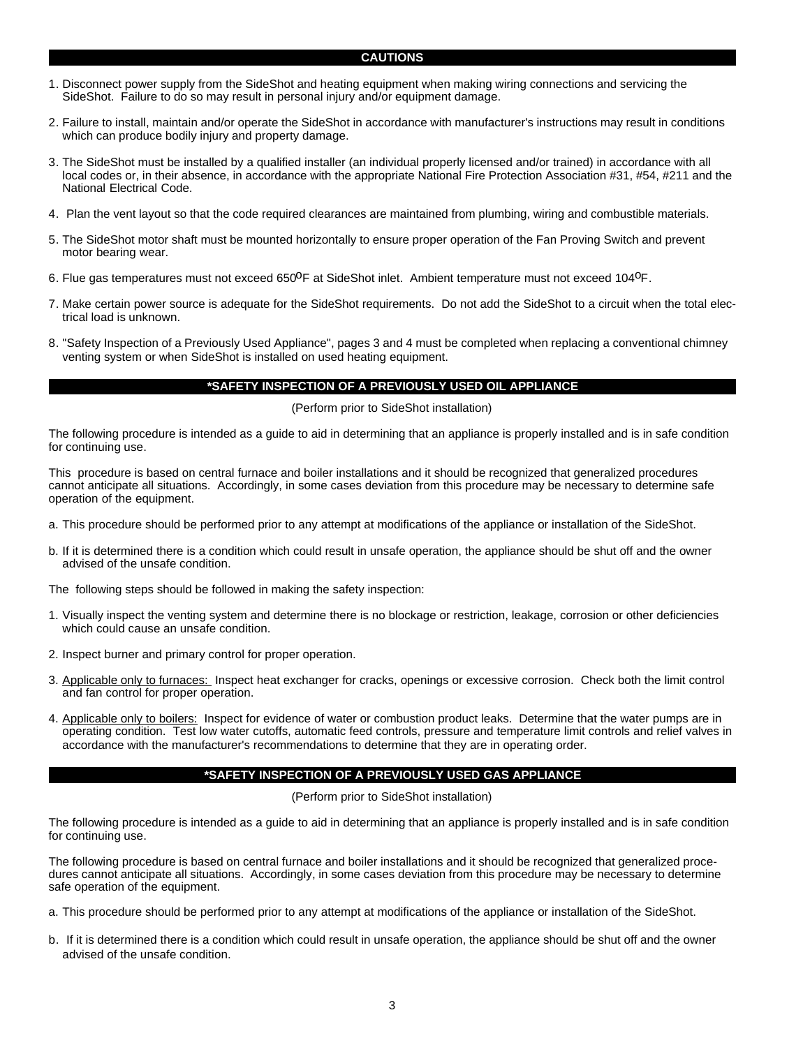## CAUTIONS

1. Disconnect power supply from the SideShot and heating equipment when making wiring connections and servicing the SideShot. Failure to do so may result in personal injury and/or equipment damage.
2. Failure to install, maintain and/or operate the SideShot in accordance with manufacturer's instructions may result in conditions which can produce bodily injury and property damage.
3. The SideShot must be installed by a qualified installer (an individual properly licensed and/or trained) in accordance with all local codes or, in their absence, in accordance with the appropriate National Fire Protection Association #31, #54, #211 and the National Electrical Code.
4. Plan the vent layout so that the code required clearances are maintained from plumbing, wiring and combustible materials.
5. The SideShot motor shaft must be mounted horizontally to ensure proper operation of the Fan Proving Switch and prevent motor bearing wear.
6. Flue gas temperatures must not exceed 650°F at SideShot inlet. Ambient temperature must not exceed 104°F.
7. Make certain power source is adequate for the SideShot requirements. Do not add the SideShot to a circuit when the total electrical load is unknown.
8. "Safety Inspection of a Previously Used Appliance", pages 3 and 4 must be completed when replacing a conventional chimney venting system or when SideShot is installed on used heating equipment.

## *SAFETY INSPECTION OF A PREVIOUSLY USED OIL APPLIANCE

(Perform prior to SideShot installation)

The following procedure is intended as a guide to aid in determining that an appliance is properly installed and is in safe condition for continuing use.

This procedure is based on central furnace and boiler installations and it should be recognized that generalized procedures cannot anticipate all situations. Accordingly, in some cases deviation from this procedure may be necessary to determine safe operation of the equipment.

a. This procedure should be performed prior to any attempt at modifications of the appliance or installation of the SideShot.

b. If it is determined there is a condition which could result in unsafe operation, the appliance should be shut off and the owner advised of the unsafe condition.

The following steps should be followed in making the safety inspection:

1. Visually inspect the venting system and determine there is no blockage or restriction, leakage, corrosion or other deficiencies which could cause an unsafe condition.
2. Inspect burner and primary control for proper operation.
3. Applicable only to furnaces: Inspect heat exchanger for cracks, openings or excessive corrosion. Check both the limit control and fan control for proper operation.
4. Applicable only to boilers: Inspect for evidence of water or combustion product leaks. Determine that the water pumps are in operating condition. Test low water cutoffs, automatic feed controls, pressure and temperature limit controls and relief valves in accordance with the manufacturer's recommendations to determine that they are in operating order.

## *SAFETY INSPECTION OF A PREVIOUSLY USED GAS APPLIANCE

(Perform prior to SideShot installation)

The following procedure is intended as a guide to aid in determining that an appliance is properly installed and is in safe condition for continuing use.

The following procedure is based on central furnace and boiler installations and it should be recognized that generalized procedures cannot anticipate all situations. Accordingly, in some cases deviation from this procedure may be necessary to determine safe operation of the equipment.

a. This procedure should be performed prior to any attempt at modifications of the appliance or installation of the SideShot.

b. If it is determined there is a condition which could result in unsafe operation, the appliance should be shut off and the owner advised of the unsafe condition.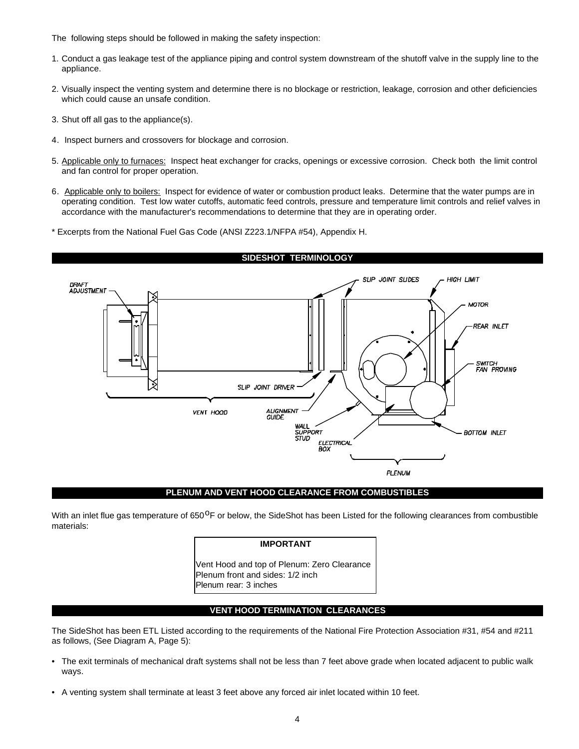The following steps should be followed in making the safety inspection:

1. Conduct a gas leakage test of the appliance piping and control system downstream of the shutoff valve in the supply line to the appliance.

2. Visually inspect the venting system and determine there is no blockage or restriction, leakage, corrosion and other deficiencies which could cause an unsafe condition.

3. Shut off all gas to the appliance(s).

4. Inspect burners and crossovers for blockage and corrosion.

5. Applicable only to furnaces: Inspect heat exchanger for cracks, openings or excessive corrosion. Check both the limit control and fan control for proper operation.

6. Applicable only to boilers: Inspect for evidence of water or combustion product leaks. Determine that the water pumps are in operating condition. Test low water cutoffs, automatic feed controls, pressure and temperature limit controls and relief valves in accordance with the manufacturer's recommendations to determine that they are in operating order.

* Excerpts from the National Fuel Gas Code (ANSI Z223.1/NFPA #54), Appendix H.

## SIDESHOT TERMINOLOGY

DRAFT ADJUSTMENT, SLIP JOINT SLIDES, HIGH LIMIT, MOTOR, REAR INLET, SWITCH FAN PROVING, SLIP JOINT DRIVER, ALIGNMENT GUIDE, WALL SUPPORT STUD, ELECTRICAL BOX, BOTTOM INLET, VENT HOOD, PLENUM

## PLENUM AND VENT HOOD CLEARANCE FROM COMBUSTIBLES

With an inlet flue gas temperature of 650$^{o}$F or below, the SideShot has been Listed for the following clearances from combustible materials:

**IMPORTANT**

Vent Hood and top of Plenum: Zero Clearance
Plenum front and sides: 1/2 inch
Plenum rear: 3 inches

## VENT HOOD TERMINATION CLEARANCES

The SideShot has been ETL Listed according to the requirements of the National Fire Protection Association #31, #54 and #211 as follows, (See Diagram A, Page 5):

- The exit terminals of mechanical draft systems shall not be less than 7 feet above grade when located adjacent to public walk ways.

- A venting system shall terminate at least 3 feet above any forced air inlet located within 10 feet.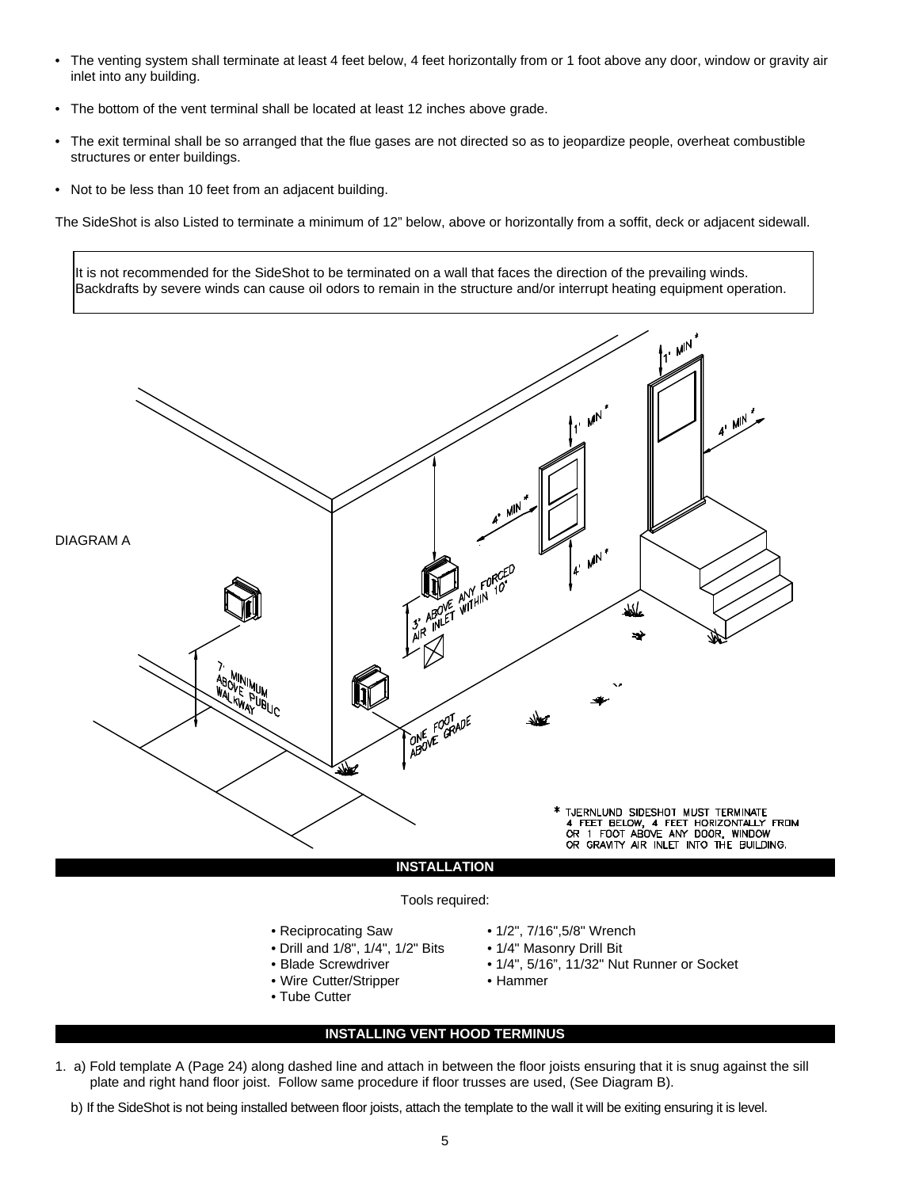- The venting system shall terminate at least 4 feet below, 4 feet horizontally from or 1 foot above any door, window or gravity air inlet into any building.
- The bottom of the vent terminal shall be located at least 12 inches above grade.
- The exit terminal shall be so arranged that the flue gases are not directed so as to jeopardize people, overheat combustible structures or enter buildings.
- Not to be less than 10 feet from an adjacent building.

The SideShot is also Listed to terminate a minimum of 12" below, above or horizontally from a soffit, deck or adjacent sidewall.

It is not recommended for the SideShot to be terminated on a wall that faces the direction of the prevailing winds. Backdrafts by severe winds can cause oil odors to remain in the structure and/or interrupt heating equipment operation.

DIAGRAM A

7' MINIMUM ABOVE PUBLIC WALKWAY

3' ABOVE ANY FORCED AIR INLET WITHIN 10'

ONE FOOT ABOVE GRADE

1' MIN *

4' MIN *

\* TJERNLUND SIDESHOT MUST TERMINATE 4 FEET BELOW, 4 FEET HORIZONTALLY FROM OR 1 FOOT ABOVE ANY DOOR, WINDOW OR GRAVITY AIR INLET INTO THE BUILDING.

## INSTALLATION

Tools required:

- Reciprocating Saw
- Drill and 1/8", 1/4", 1/2" Bits
- Blade Screwdriver
- Wire Cutter/Stripper
- Tube Cutter
- 1/2", 7/16",5/8" Wrench
- 1/4" Masonry Drill Bit
- 1/4", 5/16", 11/32" Nut Runner or Socket
- Hammer

## INSTALLING VENT HOOD TERMINUS

1. a) Fold template A (Page 24) along dashed line and attach in between the floor joists ensuring that it is snug against the sill plate and right hand floor joist. Follow same procedure if floor trusses are used, (See Diagram B).

   b) If the SideShot is not being installed between floor joists, attach the template to the wall it will be exiting ensuring it is level.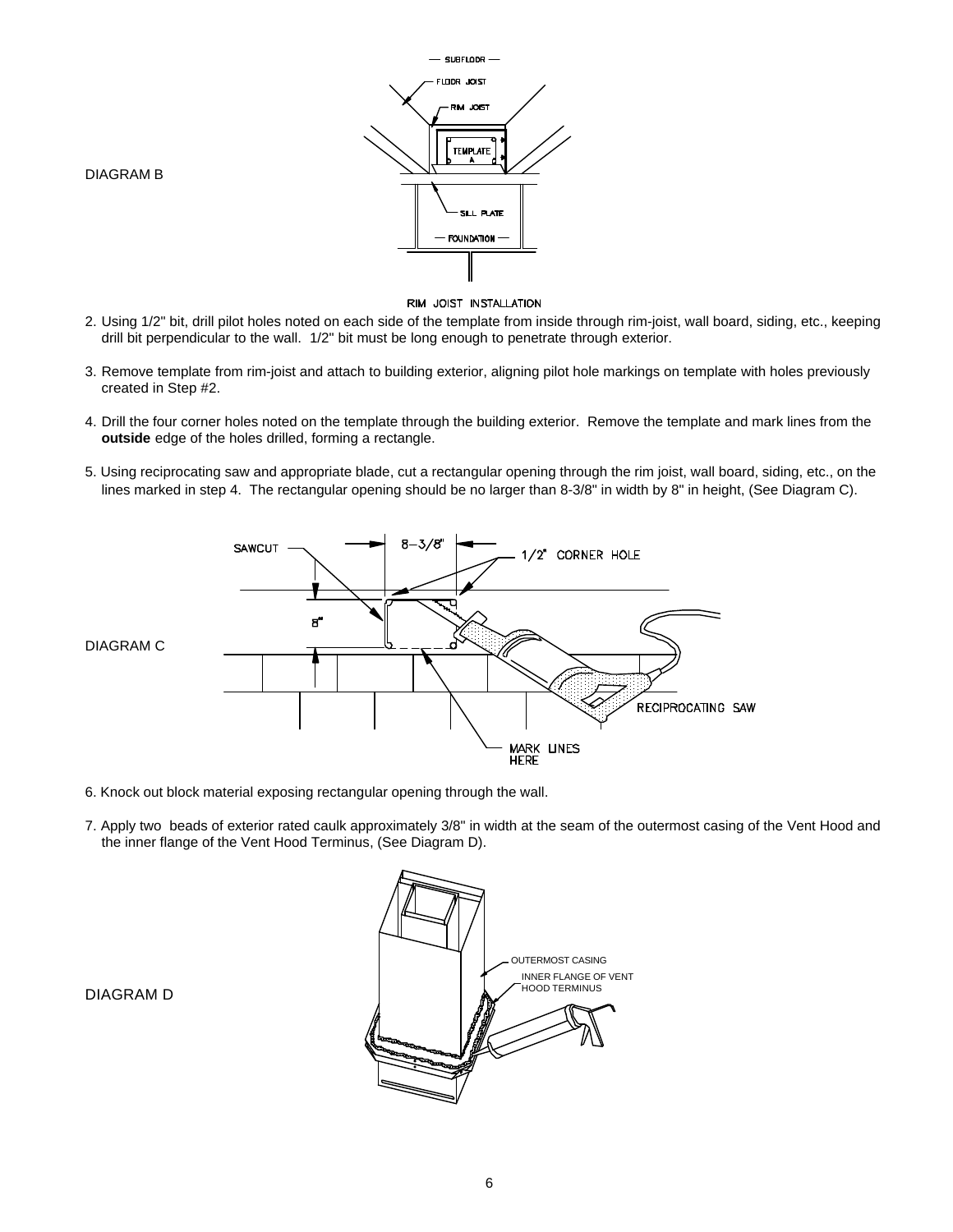DIAGRAM B

RIM JOIST INSTALLATION

2. Using 1/2" bit, drill pilot holes noted on each side of the template from inside through rim-joist, wall board, siding, etc., keeping drill bit perpendicular to the wall. 1/2" bit must be long enough to penetrate through exterior.

3. Remove template from rim-joist and attach to building exterior, aligning pilot hole markings on template with holes previously created in Step #2.

4. Drill the four corner holes noted on the template through the building exterior. Remove the template and mark lines from the **outside** edge of the holes drilled, forming a rectangle.

5. Using reciprocating saw and appropriate blade, cut a rectangular opening through the rim joist, wall board, siding, etc., on the lines marked in step 4. The rectangular opening should be no larger than 8-3/8" in width by 8" in height, (See Diagram C).

DIAGRAM C

6. Knock out block material exposing rectangular opening through the wall.

7. Apply two beads of exterior rated caulk approximately 3/8" in width at the seam of the outermost casing of the Vent Hood and the inner flange of the Vent Hood Terminus, (See Diagram D).

DIAGRAM D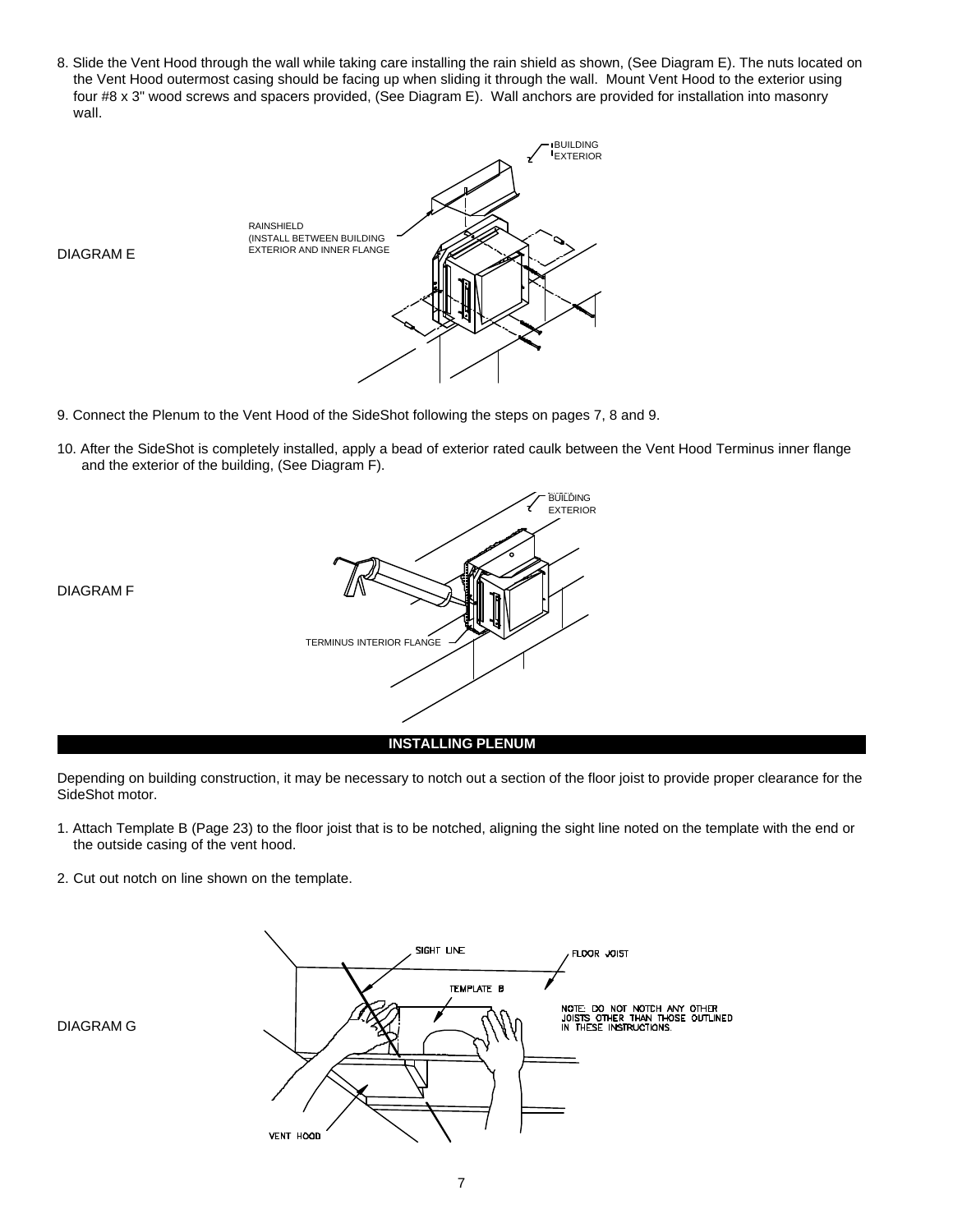8. Slide the Vent Hood through the wall while taking care installing the rain shield as shown, (See Diagram E). The nuts located on the Vent Hood outermost casing should be facing up when sliding it through the wall. Mount Vent Hood to the exterior using four #8 x 3" wood screws and spacers provided, (See Diagram E). Wall anchors are provided for installation into masonry wall.

DIAGRAM E

BUILDING EXTERIOR

RAINSHIELD (INSTALL BETWEEN BUILDING EXTERIOR AND INNER FLANGE

9. Connect the Plenum to the Vent Hood of the SideShot following the steps on pages 7, 8 and 9.

10. After the SideShot is completely installed, apply a bead of exterior rated caulk between the Vent Hood Terminus inner flange and the exterior of the building, (See Diagram F).

DIAGRAM F

BUILDING EXTERIOR

TERMINUS INTERIOR FLANGE

## INSTALLING PLENUM

Depending on building construction, it may be necessary to notch out a section of the floor joist to provide proper clearance for the SideShot motor.

1. Attach Template B (Page 23) to the floor joist that is to be notched, aligning the sight line noted on the template with the end or the outside casing of the vent hood.

2. Cut out notch on line shown on the template.

DIAGRAM G

SIGHT LINE

FLOOR JOIST

TEMPLATE B

NOTE: DO NOT NOTCH ANY OTHER JOISTS OTHER THAN THOSE OUTLINED IN THESE INSTRUCTIONS.

VENT HOOD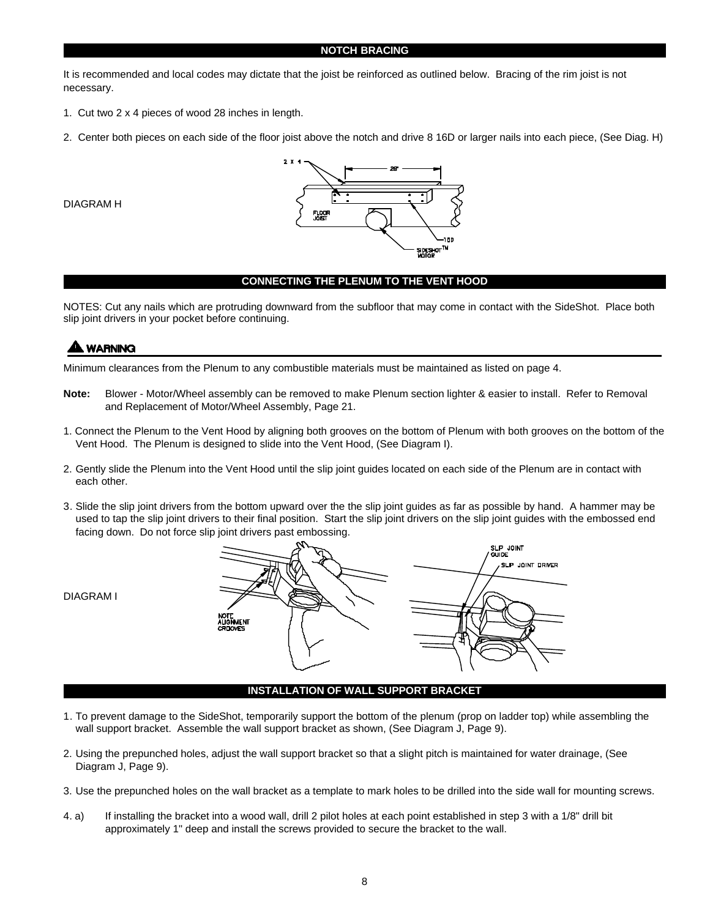## NOTCH BRACING

It is recommended and local codes may dictate that the joist be reinforced as outlined below. Bracing of the rim joist is not necessary.

1. Cut two 2 x 4 pieces of wood 28 inches in length.

2. Center both pieces on each side of the floor joist above the notch and drive 8 16D or larger nails into each piece, (See Diag. H)

DIAGRAM H

## CONNECTING THE PLENUM TO THE VENT HOOD

NOTES: Cut any nails which are protruding downward from the subfloor that may come in contact with the SideShot. Place both slip joint drivers in your pocket before continuing.

**⚠ WARNING**

Minimum clearances from the Plenum to any combustible materials must be maintained as listed on page 4.

**Note:** Blower - Motor/Wheel assembly can be removed to make Plenum section lighter & easier to install. Refer to Removal and Replacement of Motor/Wheel Assembly, Page 21.

1. Connect the Plenum to the Vent Hood by aligning both grooves on the bottom of Plenum with both grooves on the bottom of the Vent Hood. The Plenum is designed to slide into the Vent Hood, (See Diagram I).

2. Gently slide the Plenum into the Vent Hood until the slip joint guides located on each side of the Plenum are in contact with each other.

3. Slide the slip joint drivers from the bottom upward over the the slip joint guides as far as possible by hand. A hammer may be used to tap the slip joint drivers to their final position. Start the slip joint drivers on the slip joint guides with the embossed end facing down. Do not force slip joint drivers past embossing.

DIAGRAM I

## INSTALLATION OF WALL SUPPORT BRACKET

1. To prevent damage to the SideShot, temporarily support the bottom of the plenum (prop on ladder top) while assembling the wall support bracket. Assemble the wall support bracket as shown, (See Diagram J, Page 9).

2. Using the prepunched holes, adjust the wall support bracket so that a slight pitch is maintained for water drainage, (See Diagram J, Page 9).

3. Use the prepunched holes on the wall bracket as a template to mark holes to be drilled into the side wall for mounting screws.

4. a) If installing the bracket into a wood wall, drill 2 pilot holes at each point established in step 3 with a 1/8" drill bit approximately 1" deep and install the screws provided to secure the bracket to the wall.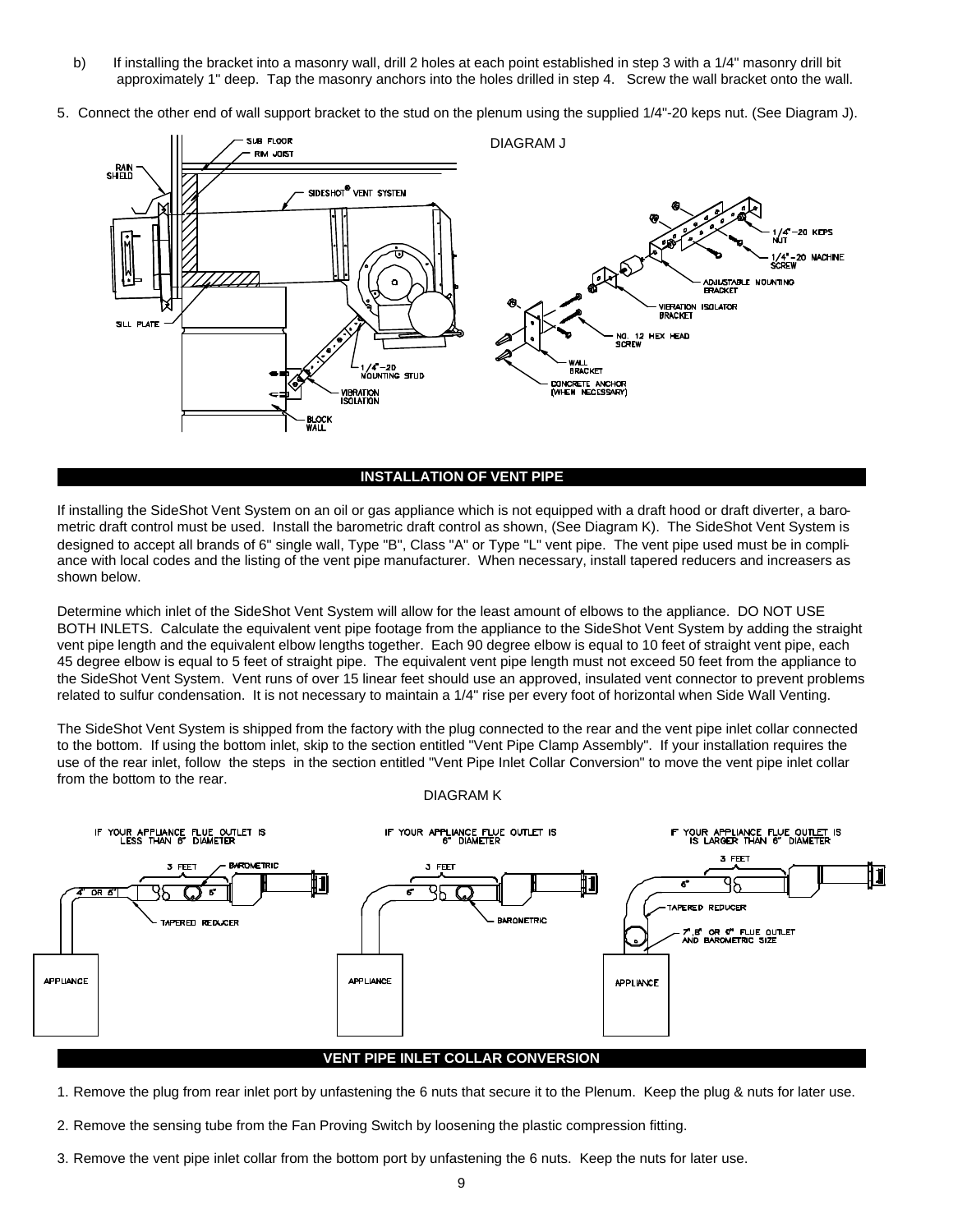b) If installing the bracket into a masonry wall, drill 2 holes at each point established in step 3 with a 1/4" masonry drill bit approximately 1" deep. Tap the masonry anchors into the holes drilled in step 4. Screw the wall bracket onto the wall.

5. Connect the other end of wall support bracket to the stud on the plenum using the supplied 1/4"-20 keps nut. (See Diagram J).

DIAGRAM J

## INSTALLATION OF VENT PIPE

If installing the SideShot Vent System on an oil or gas appliance which is not equipped with a draft hood or draft diverter, a barometric draft control must be used. Install the barometric draft control as shown, (See Diagram K). The SideShot Vent System is designed to accept all brands of 6" single wall, Type "B", Class "A" or Type "L" vent pipe. The vent pipe used must be in compliance with local codes and the listing of the vent pipe manufacturer. When necessary, install tapered reducers and increasers as shown below.

Determine which inlet of the SideShot Vent System will allow for the least amount of elbows to the appliance. DO NOT USE BOTH INLETS. Calculate the equivalent vent pipe footage from the appliance to the SideShot Vent System by adding the straight vent pipe length and the equivalent elbow lengths together. Each 90 degree elbow is equal to 10 feet of straight vent pipe, each 45 degree elbow is equal to 5 feet of straight pipe. The equivalent vent pipe length must not exceed 50 feet from the appliance to the SideShot Vent System. Vent runs of over 15 linear feet should use an approved, insulated vent connector to prevent problems related to sulfur condensation. It is not necessary to maintain a 1/4" rise per every foot of horizontal when Side Wall Venting.

The SideShot Vent System is shipped from the factory with the plug connected to the rear and the vent pipe inlet collar connected to the bottom. If using the bottom inlet, skip to the section entitled "Vent Pipe Clamp Assembly". If your installation requires the use of the rear inlet, follow the steps in the section entitled "Vent Pipe Inlet Collar Conversion" to move the vent pipe inlet collar from the bottom to the rear.

DIAGRAM K

## VENT PIPE INLET COLLAR CONVERSION

1. Remove the plug from rear inlet port by unfastening the 6 nuts that secure it to the Plenum. Keep the plug & nuts for later use.

2. Remove the sensing tube from the Fan Proving Switch by loosening the plastic compression fitting.

3. Remove the vent pipe inlet collar from the bottom port by unfastening the 6 nuts. Keep the nuts for later use.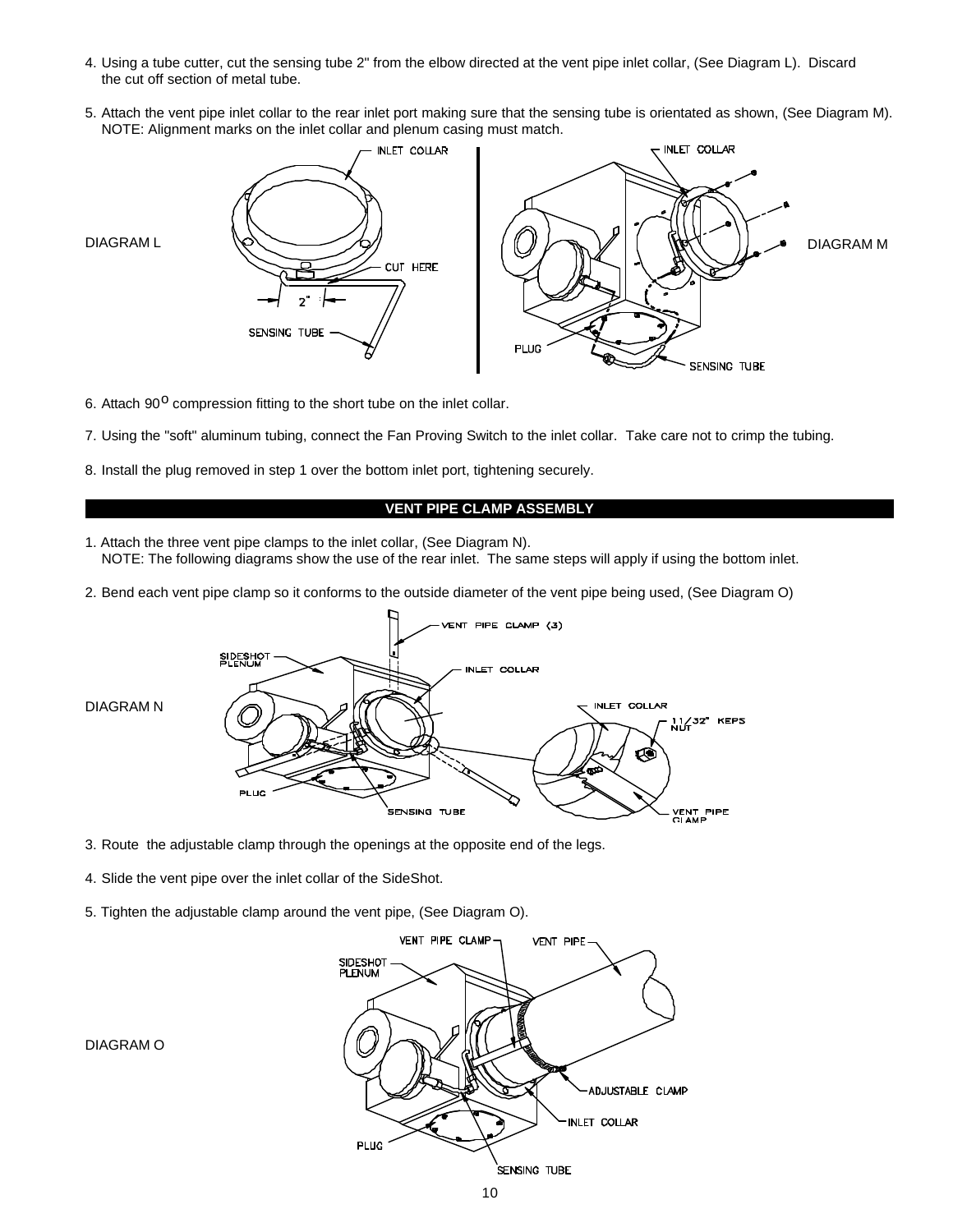4. Using a tube cutter, cut the sensing tube 2" from the elbow directed at the vent pipe inlet collar, (See Diagram L). Discard the cut off section of metal tube.

5. Attach the vent pipe inlet collar to the rear inlet port making sure that the sensing tube is orientated as shown, (See Diagram M). NOTE: Alignment marks on the inlet collar and plenum casing must match.

DIAGRAM L

DIAGRAM M

6. Attach 90$^{o}$ compression fitting to the short tube on the inlet collar.

7. Using the "soft" aluminum tubing, connect the Fan Proving Switch to the inlet collar. Take care not to crimp the tubing.

8. Install the plug removed in step 1 over the bottom inlet port, tightening securely.

## VENT PIPE CLAMP ASSEMBLY

1. Attach the three vent pipe clamps to the inlet collar, (See Diagram N).
   NOTE: The following diagrams show the use of the rear inlet. The same steps will apply if using the bottom inlet.

2. Bend each vent pipe clamp so it conforms to the outside diameter of the vent pipe being used, (See Diagram O)

DIAGRAM N

3. Route the adjustable clamp through the openings at the opposite end of the legs.

4. Slide the vent pipe over the inlet collar of the SideShot.

5. Tighten the adjustable clamp around the vent pipe, (See Diagram O).

DIAGRAM O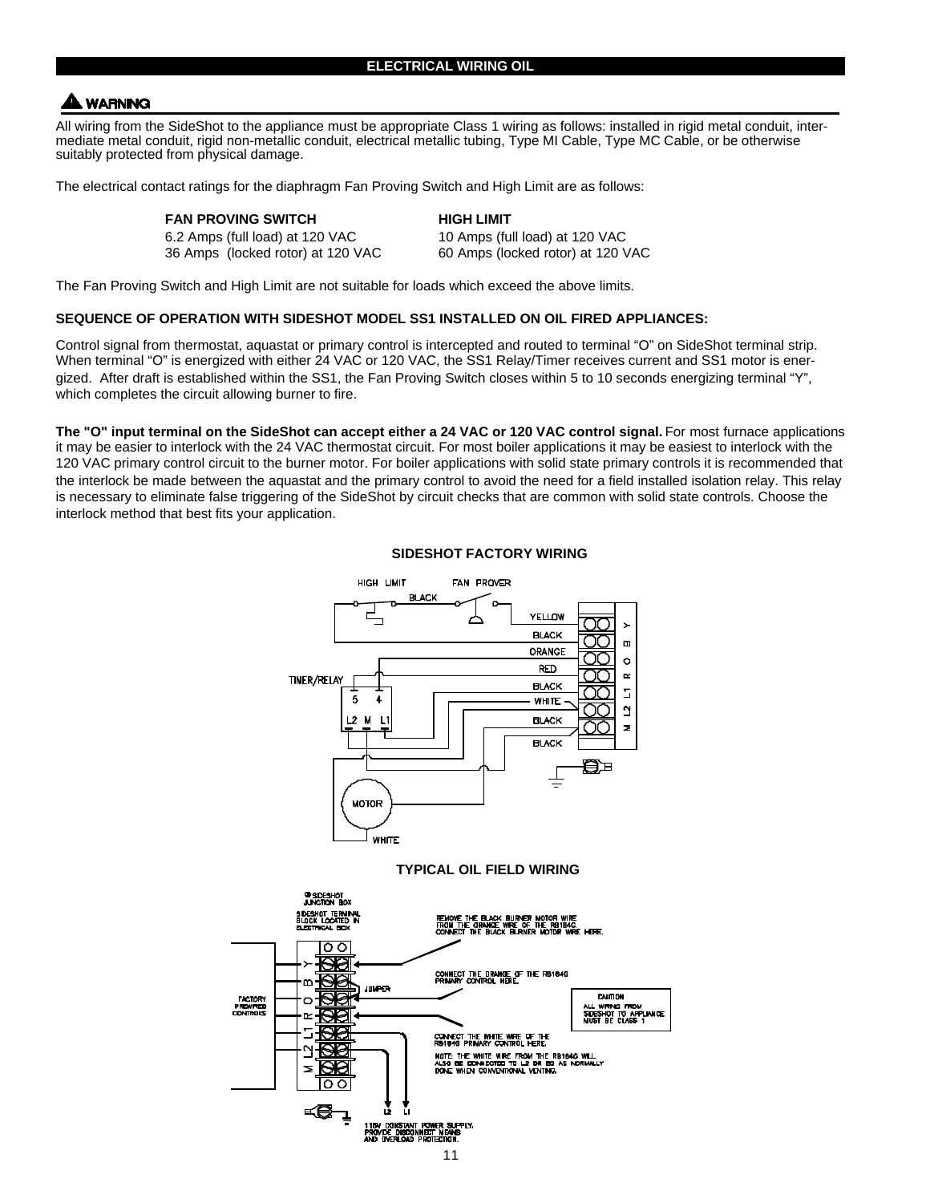## ELECTRICAL WIRING OIL

**⚠ WARNING**

All wiring from the SideShot to the appliance must be appropriate Class 1 wiring as follows: installed in rigid metal conduit, intermediate metal conduit, rigid non-metallic conduit, electrical metallic tubing, Type MI Cable, Type MC Cable, or be otherwise suitably protected from physical damage.

The electrical contact ratings for the diaphragm Fan Proving Switch and High Limit are as follows:

| FAN PROVING SWITCH | HIGH LIMIT |
|---|---|
| 6.2 Amps (full load) at 120 VAC | 10 Amps (full load) at 120 VAC |
| 36 Amps (locked rotor) at 120 VAC | 60 Amps (locked rotor) at 120 VAC |

The Fan Proving Switch and High Limit are not suitable for loads which exceed the above limits.

**SEQUENCE OF OPERATION WITH SIDESHOT MODEL SS1 INSTALLED ON OIL FIRED APPLIANCES:**

Control signal from thermostat, aquastat or primary control is intercepted and routed to terminal "O" on SideShot terminal strip. When terminal "O" is energized with either 24 VAC or 120 VAC, the SS1 Relay/Timer receives current and SS1 motor is energized. After draft is established within the SS1, the Fan Proving Switch closes within 5 to 10 seconds energizing terminal "Y", which completes the circuit allowing burner to fire.

**The "O" input terminal on the SideShot can accept either a 24 VAC or 120 VAC control signal.** For most furnace applications it may be easier to interlock with the 24 VAC thermostat circuit. For most boiler applications it may be easiest to interlock with the 120 VAC primary control circuit to the burner motor. For boiler applications with solid state primary controls it is recommended that the interlock be made between the aquastat and the primary control to avoid the need for a field installed isolation relay. This relay is necessary to eliminate false triggering of the SideShot by circuit checks that are common with solid state controls. Choose the interlock method that best fits your application.

**SIDESHOT FACTORY WIRING**

HIGH LIMIT, FAN PROVER, BLACK, YELLOW, BLACK, ORANGE, RED, BLACK, WHITE, BLACK, BLACK, TIMER/RELAY, 5, 4, L2, M, L1, MOTOR, WHITE, Y, B, O, R, L1, L2, M

**TYPICAL OIL FIELD WIRING**

SIDESHOT JUNCTION BOX

SIDESHOT TERMINAL BLOCK LOCATED IN ELECTRICAL BOX

FACTORY PREWIRED CONTROLS

JUMPER

REMOVE THE BLACK BURNER MOTOR WIRE FROM THE ORANGE WIRE OF THE R8184G. CONNECT THE BLACK BURNER MOTOR WIRE HERE.

CONNECT THE ORANGE OF THE R8184G PRIMARY CONTROL HERE.

CONNECT THE WHITE WIRE OF THE R8184G PRIMARY CONTROL HERE.

NOTE: THE WHITE WIRE FROM THE R8184G WILL ALSO BE CONNECTED TO L2 OR B2 AS NORMALLY DONE WHEN CONVENTIONAL VENTING.

CAUTION
ALL WIRING FROM SIDESHOT TO APPLIANCE MUST BE CLASS 1

L2 L1

115V CONSTANT POWER SUPPLY. PROVIDE DISCONNECT MEANS AND OVERLOAD PROTECTION.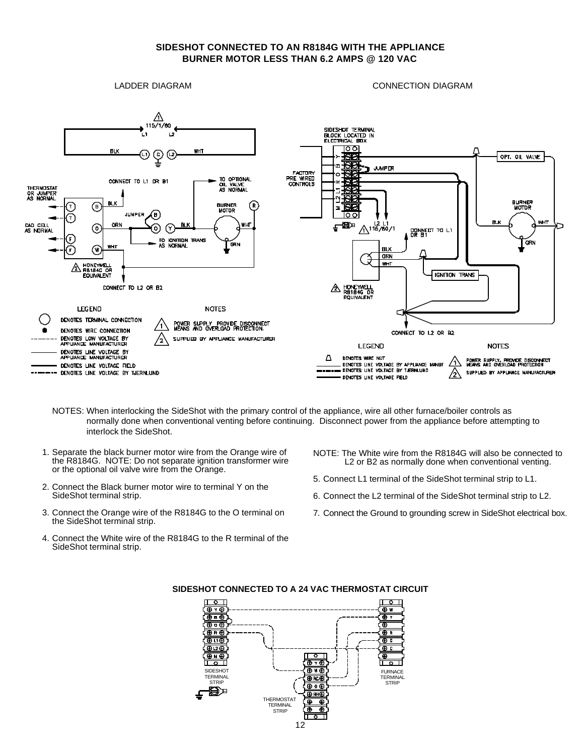## SIDESHOT CONNECTED TO AN R8184G WITH THE APPLIANCE BURNER MOTOR LESS THAN 6.2 AMPS @ 120 VAC

LADDER DIAGRAM

CONNECTION DIAGRAM

NOTES: When interlocking the SideShot with the primary control of the appliance, wire all other furnace/boiler controls as normally done when conventional venting before continuing. Disconnect power from the appliance before attempting to interlock the SideShot.

1. Separate the black burner motor wire from the Orange wire of the R8184G. NOTE: Do not separate ignition transformer wire or the optional oil valve wire from the Orange.
2. Connect the Black burner motor wire to terminal Y on the SideShot terminal strip.
3. Connect the Orange wire of the R8184G to the O terminal on the SideShot terminal strip.
4. Connect the White wire of the R8184G to the R terminal of the SideShot terminal strip.

NOTE: The White wire from the R8184G will also be connected to L2 or B2 as normally done when conventional venting.

5. Connect L1 terminal of the SideShot terminal strip to L1.
6. Connect the L2 terminal of the SideShot terminal strip to L2.
7. Connect the Ground to grounding screw in SideShot electrical box.

## SIDESHOT CONNECTED TO A 24 VAC THERMOSTAT CIRCUIT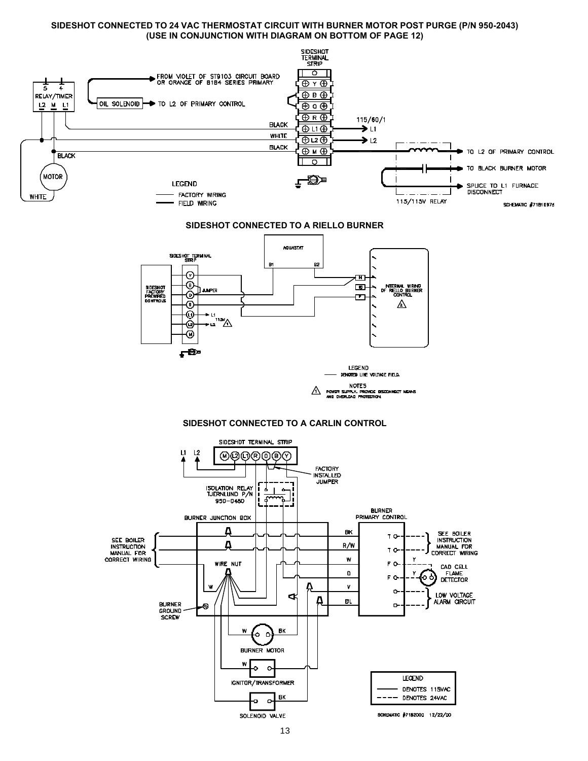**SIDESHOT CONNECTED TO 24 VAC THERMOSTAT CIRCUIT WITH BURNER MOTOR POST PURGE (P/N 950-2043)**
**(USE IN CONJUNCTION WITH DIAGRAM ON BOTTOM OF PAGE 12)**

SIDESHOT TERMINAL STRIP

FROM VIOLET OF ST9103 CIRCUIT BOARD OR ORANGE OF 8184 SERIES PRIMARY

RELAY/TIMER 5 4 L2 M L1

OIL SOLENOID → TO L2 OF PRIMARY CONTROL

Y B O R L1 L2 M

BLACK WHITE BLACK

115/60/1 L1 L2

TO L2 OF PRIMARY CONTROL

TO BLACK BURNER MOTOR

SPLICE TO L1 FURNACE DISCONNECT

115/115V RELAY

MOTOR BLACK WHITE

LEGEND
- FACTORY WIRING
- FIELD WIRING

SCHEMATIC #71810974

**SIDESHOT CONNECTED TO A RIELLO BURNER**

AQUASTAT B1 B2

SIDESHOT TERMINAL STRIP

SIDESHOT FACTORY PREWIRED CONTROLS

Y B O R L1 L2 M

JUMPER

L1 115V L2

N ⊥ P

INTERNAL WIRING OF RIELLO BURNER CONTROL

LEGEND
- DENOTES LINE VOLTAGE FIELD.

NOTES
1. POWER SUPPLY. PROVIDE DISCONNECT MEANS AND OVERLOAD PROTECTION.

**SIDESHOT CONNECTED TO A CARLIN CONTROL**

SIDESHOT TERMINAL STRIP M L2 L1 R O B Y

L1 L2

FACTORY INSTALLED JUMPER

ISOLATION RELAY TJERNLUND P/N 950-0480

BURNER JUNCTION BOX

BURNER PRIMARY CONTROL

SEE BOILER INSTRUCTION MANUAL FOR CORRECT WIRING

BK R/W W O V BL

T T F F

SEE BOILER INSTRUCTION MANUAL FOR CORRECT WIRING

CAD CELL FLAME DETECTOR

LOW VOLTAGE ALARM CIRCUIT

WIRE NUT

BURNER GROUND SCREW

BURNER MOTOR

IGNITOR/TRANSFORMER

SOLENOID VALVE

LEGEND
- DENOTES 115VAC
- - - DENOTES 24VAC

SCHEMATIC #7182000 12/22/00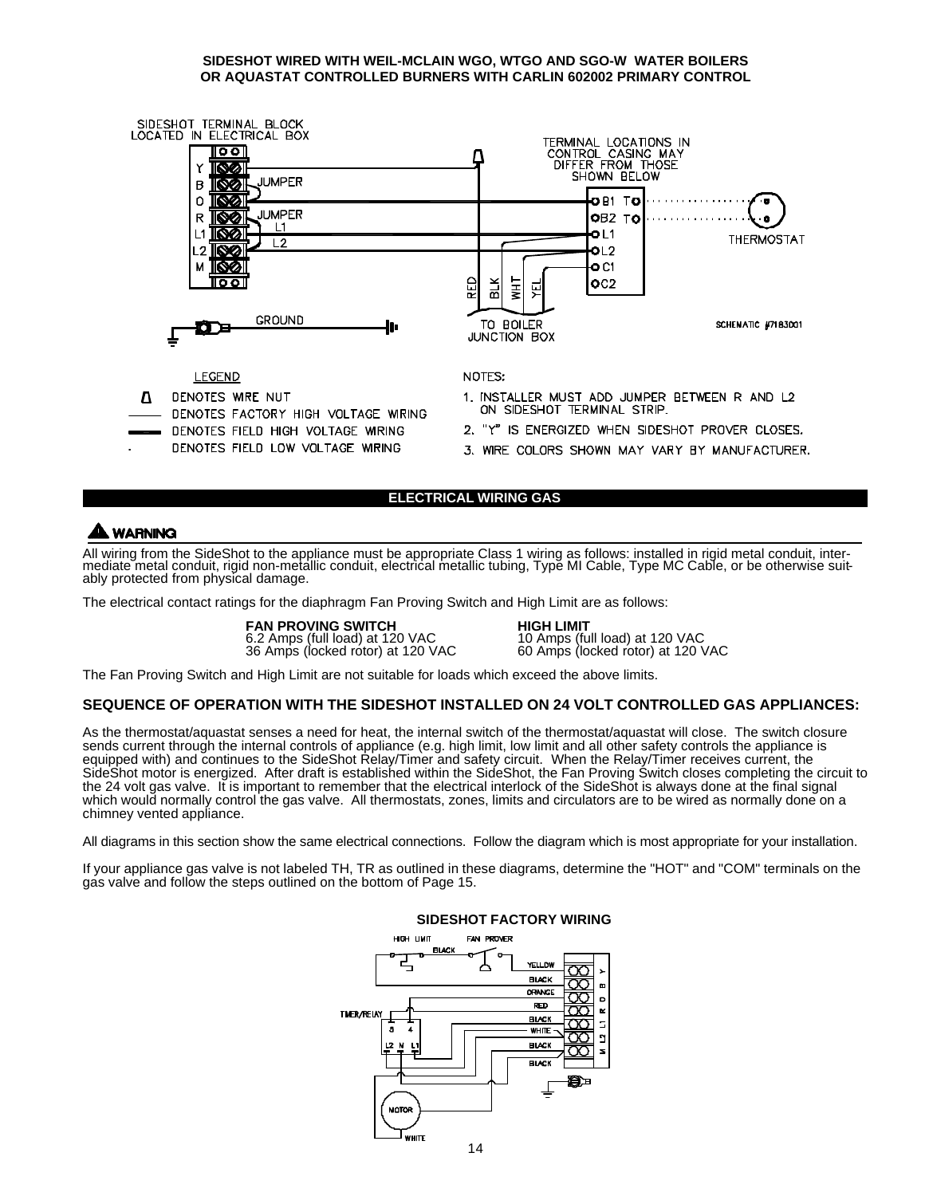## SIDESHOT WIRED WITH WEIL-MCLAIN WGO, WTGO AND SGO-W WATER BOILERS OR AQUASTAT CONTROLLED BURNERS WITH CARLIN 602002 PRIMARY CONTROL

SIDESHOT TERMINAL BLOCK LOCATED IN ELECTRICAL BOX

TERMINAL LOCATIONS IN CONTROL CASING MAY DIFFER FROM THOSE SHOWN BELOW

Y, B, O, R, L1, L2, M — JUMPER, JUMPER, L1, L2

B1 T, B2 T, L1, L2, C1, C2 — THERMOSTAT

RED, BLK, WHT, YEL — TO BOILER JUNCTION BOX

GROUND

SCHEMATIC #7183001

LEGEND

- DENOTES WIRE NUT
- DENOTES FACTORY HIGH VOLTAGE WIRING
- DENOTES FIELD HIGH VOLTAGE WIRING
- DENOTES FIELD LOW VOLTAGE WIRING

NOTES:

1. INSTALLER MUST ADD JUMPER BETWEEN R AND L2 ON SIDESHOT TERMINAL STRIP.
2. "Y" IS ENERGIZED WHEN SIDESHOT PROVER CLOSES.
3. WIRE COLORS SHOWN MAY VARY BY MANUFACTURER.

## ELECTRICAL WIRING GAS

**WARNING**

All wiring from the SideShot to the appliance must be appropriate Class 1 wiring as follows: installed in rigid metal conduit, intermediate metal conduit, rigid non-metallic conduit, electrical metallic tubing, Type MI Cable, Type MC Cable, or be otherwise suitably protected from physical damage.

The electrical contact ratings for the diaphragm Fan Proving Switch and High Limit are as follows:

| FAN PROVING SWITCH | HIGH LIMIT |
|---|---|
| 6.2 Amps (full load) at 120 VAC | 10 Amps (full load) at 120 VAC |
| 36 Amps (locked rotor) at 120 VAC | 60 Amps (locked rotor) at 120 VAC |

The Fan Proving Switch and High Limit are not suitable for loads which exceed the above limits.

### SEQUENCE OF OPERATION WITH THE SIDESHOT INSTALLED ON 24 VOLT CONTROLLED GAS APPLIANCES:

As the thermostat/aquastat senses a need for heat, the internal switch of the thermostat/aquastat will close. The switch closure sends current through the internal controls of appliance (e.g. high limit, low limit and all other safety controls the appliance is equipped with) and continues to the SideShot Relay/Timer and safety circuit. When the Relay/Timer receives current, the SideShot motor is energized. After draft is established within the SideShot, the Fan Proving Switch closes completing the circuit to the 24 volt gas valve. It is important to remember that the electrical interlock of the SideShot is always done at the final signal which would normally control the gas valve. All thermostats, zones, limits and circulators are to be wired as normally done on a chimney vented appliance.

All diagrams in this section show the same electrical connections. Follow the diagram which is most appropriate for your installation.

If your appliance gas valve is not labeled TH, TR as outlined in these diagrams, determine the "HOT" and "COM" terminals on the gas valve and follow the steps outlined on the bottom of Page 15.

### SIDESHOT FACTORY WIRING

HIGH LIMIT, FAN PROVER, BLACK, YELLOW, BLACK, ORANGE, RED, BLACK, WHITE, BLACK, BLACK, TIMER/RELAY, 3, 4, L2, N, L1, MOTOR, WHITE, Y, B, O, R, L1, L2, M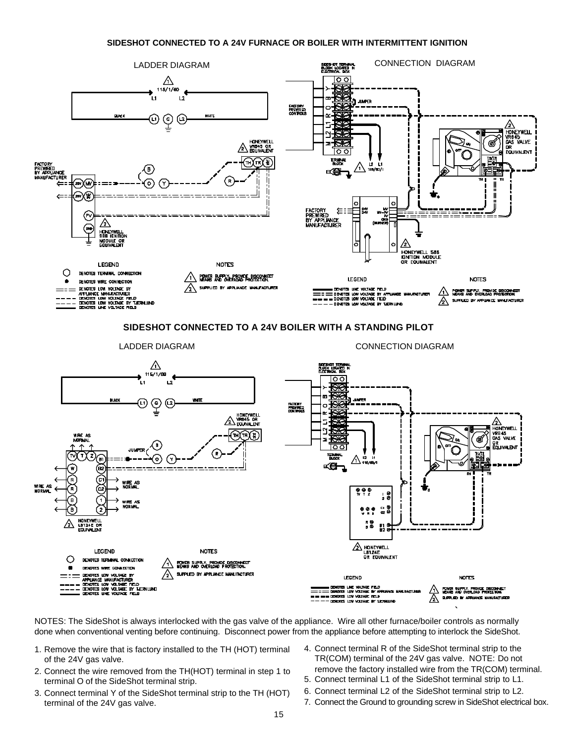## SIDESHOT CONNECTED TO A 24V FURNACE OR BOILER WITH INTERMITTENT IGNITION

LADDER DIAGRAM

CONNECTION DIAGRAM

## SIDESHOT CONNECTED TO A 24V BOILER WITH A STANDING PILOT

LADDER DIAGRAM

CONNECTION DIAGRAM

NOTES: The SideShot is always interlocked with the gas valve of the appliance. Wire all other furnace/boiler controls as normally done when conventional venting before continuing. Disconnect power from the appliance before attempting to interlock the SideShot.

1. Remove the wire that is factory installed to the TH (HOT) terminal of the 24V gas valve.
2. Connect the wire removed from the TH(HOT) terminal in step 1 to terminal O of the SideShot terminal strip.
3. Connect terminal Y of the SideShot terminal strip to the TH (HOT) terminal of the 24V gas valve.
4. Connect terminal R of the SideShot terminal strip to the TR(COM) terminal of the 24V gas valve. NOTE: Do not remove the factory installed wire from the TR(COM) terminal.
5. Connect terminal L1 of the SideShot terminal strip to L1.
6. Connect terminal L2 of the SideShot terminal strip to L2.
7. Connect the Ground to grounding screw in SideShot electrical box.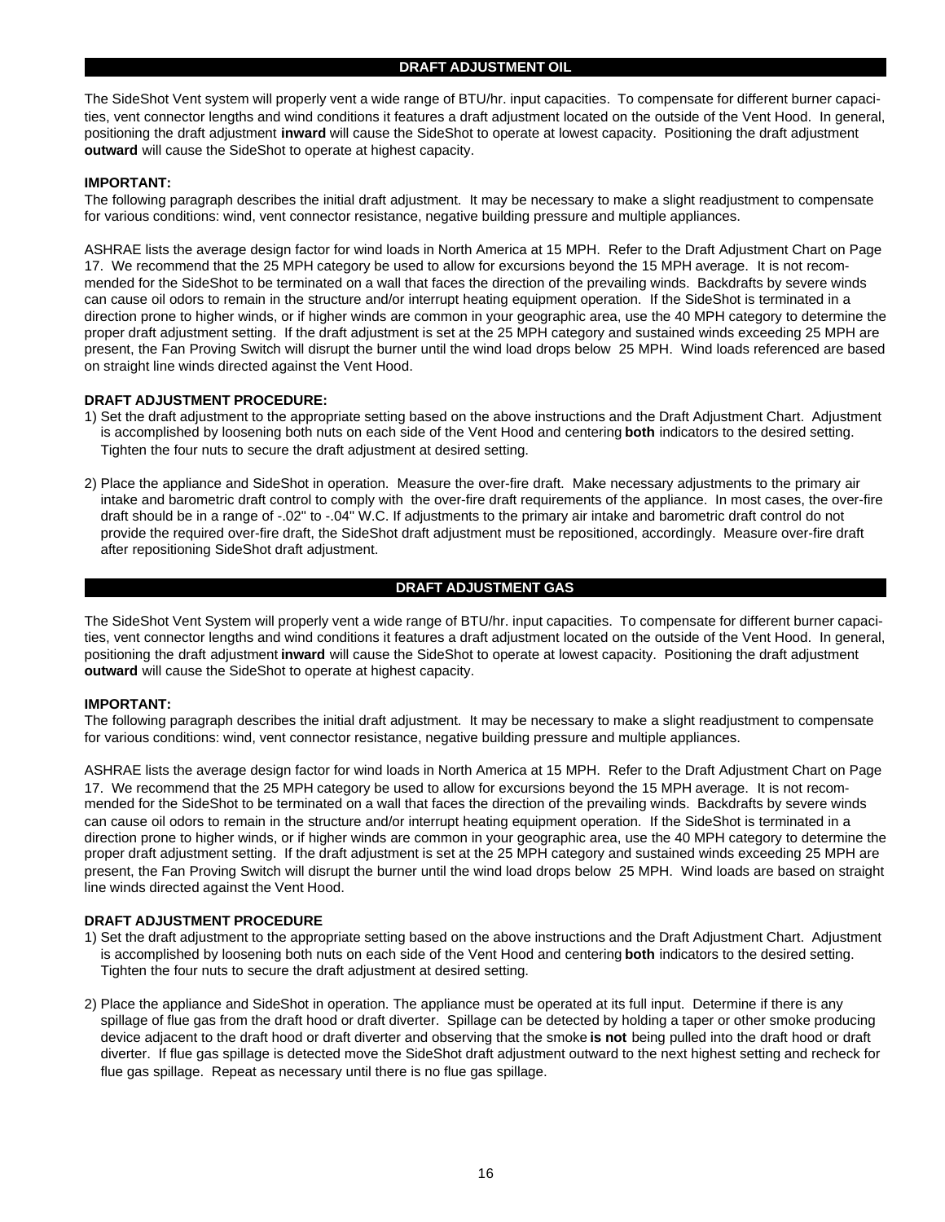## DRAFT ADJUSTMENT OIL

The SideShot Vent system will properly vent a wide range of BTU/hr. input capacities. To compensate for different burner capacities, vent connector lengths and wind conditions it features a draft adjustment located on the outside of the Vent Hood. In general, positioning the draft adjustment **inward** will cause the SideShot to operate at lowest capacity. Positioning the draft adjustment **outward** will cause the SideShot to operate at highest capacity.

**IMPORTANT:**
The following paragraph describes the initial draft adjustment. It may be necessary to make a slight readjustment to compensate for various conditions: wind, vent connector resistance, negative building pressure and multiple appliances.

ASHRAE lists the average design factor for wind loads in North America at 15 MPH. Refer to the Draft Adjustment Chart on Page 17. We recommend that the 25 MPH category be used to allow for excursions beyond the 15 MPH average. It is not recommended for the SideShot to be terminated on a wall that faces the direction of the prevailing winds. Backdrafts by severe winds can cause oil odors to remain in the structure and/or interrupt heating equipment operation. If the SideShot is terminated in a direction prone to higher winds, or if higher winds are common in your geographic area, use the 40 MPH category to determine the proper draft adjustment setting. If the draft adjustment is set at the 25 MPH category and sustained winds exceeding 25 MPH are present, the Fan Proving Switch will disrupt the burner until the wind load drops below 25 MPH. Wind loads referenced are based on straight line winds directed against the Vent Hood.

**DRAFT ADJUSTMENT PROCEDURE:**

1) Set the draft adjustment to the appropriate setting based on the above instructions and the Draft Adjustment Chart. Adjustment is accomplished by loosening both nuts on each side of the Vent Hood and centering **both** indicators to the desired setting. Tighten the four nuts to secure the draft adjustment at desired setting.

2) Place the appliance and SideShot in operation. Measure the over-fire draft. Make necessary adjustments to the primary air intake and barometric draft control to comply with the over-fire draft requirements of the appliance. In most cases, the over-fire draft should be in a range of -.02" to -.04" W.C. If adjustments to the primary air intake and barometric draft control do not provide the required over-fire draft, the SideShot draft adjustment must be repositioned, accordingly. Measure over-fire draft after repositioning SideShot draft adjustment.

## DRAFT ADJUSTMENT GAS

The SideShot Vent System will properly vent a wide range of BTU/hr. input capacities. To compensate for different burner capacities, vent connector lengths and wind conditions it features a draft adjustment located on the outside of the Vent Hood. In general, positioning the draft adjustment **inward** will cause the SideShot to operate at lowest capacity. Positioning the draft adjustment **outward** will cause the SideShot to operate at highest capacity.

**IMPORTANT:**
The following paragraph describes the initial draft adjustment. It may be necessary to make a slight readjustment to compensate for various conditions: wind, vent connector resistance, negative building pressure and multiple appliances.

ASHRAE lists the average design factor for wind loads in North America at 15 MPH. Refer to the Draft Adjustment Chart on Page 17. We recommend that the 25 MPH category be used to allow for excursions beyond the 15 MPH average. It is not recommended for the SideShot to be terminated on a wall that faces the direction of the prevailing winds. Backdrafts by severe winds can cause oil odors to remain in the structure and/or interrupt heating equipment operation. If the SideShot is terminated in a direction prone to higher winds, or if higher winds are common in your geographic area, use the 40 MPH category to determine the proper draft adjustment setting. If the draft adjustment is set at the 25 MPH category and sustained winds exceeding 25 MPH are present, the Fan Proving Switch will disrupt the burner until the wind load drops below 25 MPH. Wind loads are based on straight line winds directed against the Vent Hood.

**DRAFT ADJUSTMENT PROCEDURE**

1) Set the draft adjustment to the appropriate setting based on the above instructions and the Draft Adjustment Chart. Adjustment is accomplished by loosening both nuts on each side of the Vent Hood and centering **both** indicators to the desired setting. Tighten the four nuts to secure the draft adjustment at desired setting.

2) Place the appliance and SideShot in operation. The appliance must be operated at its full input. Determine if there is any spillage of flue gas from the draft hood or draft diverter. Spillage can be detected by holding a taper or other smoke producing device adjacent to the draft hood or draft diverter and observing that the smoke **is not** being pulled into the draft hood or draft diverter. If flue gas spillage is detected move the SideShot draft adjustment outward to the next highest setting and recheck for flue gas spillage. Repeat as necessary until there is no flue gas spillage.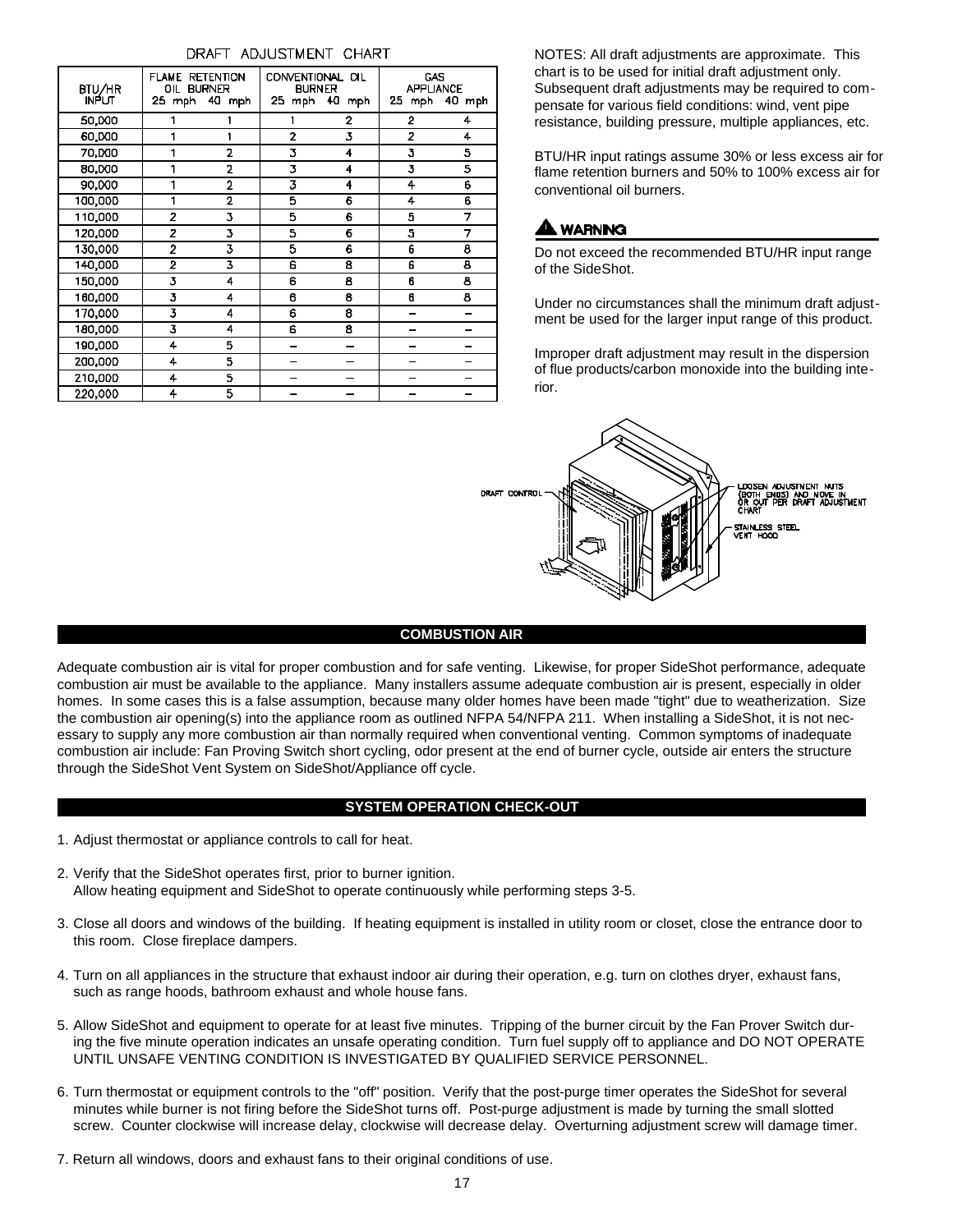## DRAFT ADJUSTMENT CHART

| BTU/HR INPUT | FLAME RETENTION OIL BURNER | | CONVENTIONAL OIL BURNER | | GAS APPLIANCE | |
|---|---|---|---|---|---|---|
| | 25 mph | 40 mph | 25 mph | 40 mph | 25 mph | 40 mph |
| 50,000 | 1 | 1 | 1 | 2 | 2 | 4 |
| 60,000 | 1 | 1 | 2 | 3 | 2 | 4 |
| 70,000 | 1 | 2 | 3 | 4 | 3 | 5 |
| 80,000 | 1 | 2 | 3 | 4 | 3 | 5 |
| 90,000 | 1 | 2 | 3 | 4 | 4 | 6 |
| 100,000 | 1 | 2 | 5 | 6 | 4 | 6 |
| 110,000 | 2 | 3 | 5 | 6 | 5 | 7 |
| 120,000 | 2 | 3 | 5 | 6 | 5 | 7 |
| 130,000 | 2 | 3 | 5 | 6 | 6 | 8 |
| 140,000 | 2 | 3 | 6 | 8 | 6 | 8 |
| 150,000 | 3 | 4 | 6 | 8 | 6 | 8 |
| 160,000 | 3 | 4 | 6 | 8 | 6 | 8 |
| 170,000 | 3 | 4 | 6 | 8 | – | – |
| 180,000 | 3 | 4 | 6 | 8 | – | – |
| 190,000 | 4 | 5 | – | – | – | – |
| 200,000 | 4 | 5 | – | – | – | – |
| 210,000 | 4 | 5 | – | – | – | – |
| 220,000 | 4 | 5 | – | – | – | – |

NOTES: All draft adjustments are approximate. This chart is to be used for initial draft adjustment only. Subsequent draft adjustments may be required to compensate for various field conditions: wind, vent pipe resistance, building pressure, multiple appliances, etc.

BTU/HR input ratings assume 30% or less excess air for flame retention burners and 50% to 100% excess air for conventional oil burners.

**⚠ WARNING**

Do not exceed the recommended BTU/HR input range of the SideShot.

Under no circumstances shall the minimum draft adjustment be used for the larger input range of this product.

Improper draft adjustment may result in the dispersion of flue products/carbon monoxide into the building interior.

DRAFT CONTROL

LOOSEN ADJUSTMENT NUTS (BOTH ENDS) AND MOVE IN OR OUT PER DRAFT ADJUSTMENT CHART

STAINLESS STEEL VENT HOOD

## COMBUSTION AIR

Adequate combustion air is vital for proper combustion and for safe venting. Likewise, for proper SideShot performance, adequate combustion air must be available to the appliance. Many installers assume adequate combustion air is present, especially in older homes. In some cases this is a false assumption, because many older homes have been made "tight" due to weatherization. Size the combustion air opening(s) into the appliance room as outlined NFPA 54/NFPA 211. When installing a SideShot, it is not necessary to supply any more combustion air than normally required when conventional venting. Common symptoms of inadequate combustion air include: Fan Proving Switch short cycling, odor present at the end of burner cycle, outside air enters the structure through the SideShot Vent System on SideShot/Appliance off cycle.

## SYSTEM OPERATION CHECK-OUT

1. Adjust thermostat or appliance controls to call for heat.
2. Verify that the SideShot operates first, prior to burner ignition.
   Allow heating equipment and SideShot to operate continuously while performing steps 3-5.
3. Close all doors and windows of the building. If heating equipment is installed in utility room or closet, close the entrance door to this room. Close fireplace dampers.
4. Turn on all appliances in the structure that exhaust indoor air during their operation, e.g. turn on clothes dryer, exhaust fans, such as range hoods, bathroom exhaust and whole house fans.
5. Allow SideShot and equipment to operate for at least five minutes. Tripping of the burner circuit by the Fan Prover Switch during the five minute operation indicates an unsafe operating condition. Turn fuel supply off to appliance and DO NOT OPERATE UNTIL UNSAFE VENTING CONDITION IS INVESTIGATED BY QUALIFIED SERVICE PERSONNEL.
6. Turn thermostat or equipment controls to the "off" position. Verify that the post-purge timer operates the SideShot for several minutes while burner is not firing before the SideShot turns off. Post-purge adjustment is made by turning the small slotted screw. Counter clockwise will increase delay, clockwise will decrease delay. Overturning adjustment screw will damage timer.
7. Return all windows, doors and exhaust fans to their original conditions of use.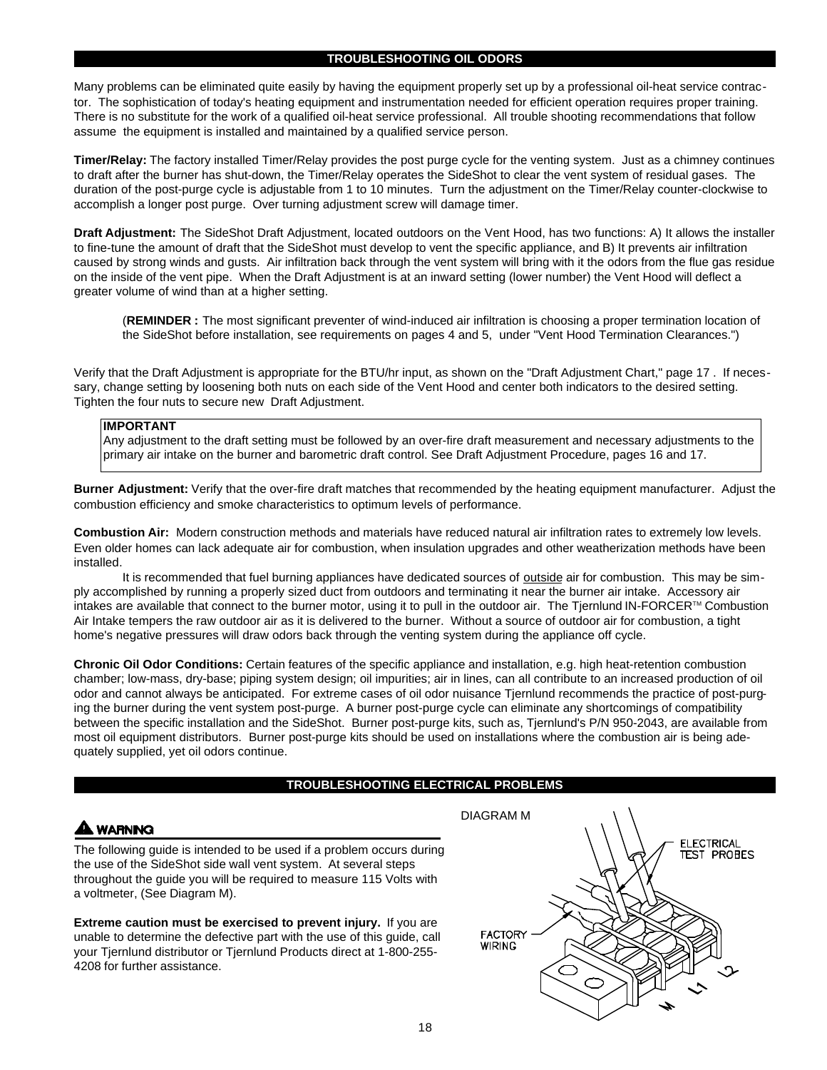## TROUBLESHOOTING OIL ODORS

Many problems can be eliminated quite easily by having the equipment properly set up by a professional oil-heat service contractor. The sophistication of today's heating equipment and instrumentation needed for efficient operation requires proper training. There is no substitute for the work of a qualified oil-heat service professional. All trouble shooting recommendations that follow assume the equipment is installed and maintained by a qualified service person.

**Timer/Relay:** The factory installed Timer/Relay provides the post purge cycle for the venting system. Just as a chimney continues to draft after the burner has shut-down, the Timer/Relay operates the SideShot to clear the vent system of residual gases. The duration of the post-purge cycle is adjustable from 1 to 10 minutes. Turn the adjustment on the Timer/Relay counter-clockwise to accomplish a longer post purge. Over turning adjustment screw will damage timer.

**Draft Adjustment:** The SideShot Draft Adjustment, located outdoors on the Vent Hood, has two functions: A) It allows the installer to fine-tune the amount of draft that the SideShot must develop to vent the specific appliance, and B) It prevents air infiltration caused by strong winds and gusts. Air infiltration back through the vent system will bring with it the odors from the flue gas residue on the inside of the vent pipe. When the Draft Adjustment is at an inward setting (lower number) the Vent Hood will deflect a greater volume of wind than at a higher setting.

> (**REMINDER :** The most significant preventer of wind-induced air infiltration is choosing a proper termination location of the SideShot before installation, see requirements on pages 4 and 5, under "Vent Hood Termination Clearances.")

Verify that the Draft Adjustment is appropriate for the BTU/hr input, as shown on the "Draft Adjustment Chart," page 17 . If necessary, change setting by loosening both nuts on each side of the Vent Hood and center both indicators to the desired setting. Tighten the four nuts to secure new Draft Adjustment.

> **IMPORTANT**
> Any adjustment to the draft setting must be followed by an over-fire draft measurement and necessary adjustments to the primary air intake on the burner and barometric draft control. See Draft Adjustment Procedure, pages 16 and 17.

**Burner Adjustment:** Verify that the over-fire draft matches that recommended by the heating equipment manufacturer. Adjust the combustion efficiency and smoke characteristics to optimum levels of performance.

**Combustion Air:** Modern construction methods and materials have reduced natural air infiltration rates to extremely low levels. Even older homes can lack adequate air for combustion, when insulation upgrades and other weatherization methods have been installed.

It is recommended that fuel burning appliances have dedicated sources of outside air for combustion. This may be simply accomplished by running a properly sized duct from outdoors and terminating it near the burner air intake. Accessory air intakes are available that connect to the burner motor, using it to pull in the outdoor air. The Tjernlund IN-FORCER™ Combustion Air Intake tempers the raw outdoor air as it is delivered to the burner. Without a source of outdoor air for combustion, a tight home's negative pressures will draw odors back through the venting system during the appliance off cycle.

**Chronic Oil Odor Conditions:** Certain features of the specific appliance and installation, e.g. high heat-retention combustion chamber; low-mass, dry-base; piping system design; oil impurities; air in lines, can all contribute to an increased production of oil odor and cannot always be anticipated. For extreme cases of oil odor nuisance Tjernlund recommends the practice of post-purging the burner during the vent system post-purge. A burner post-purge cycle can eliminate any shortcomings of compatibility between the specific installation and the SideShot. Burner post-purge kits, such as, Tjernlund's P/N 950-2043, are available from most oil equipment distributors. Burner post-purge kits should be used on installations where the combustion air is being adequately supplied, yet oil odors continue.

## TROUBLESHOOTING ELECTRICAL PROBLEMS

**⚠ WARNING**

The following guide is intended to be used if a problem occurs during the use of the SideShot side wall vent system. At several steps throughout the guide you will be required to measure 115 Volts with a voltmeter, (See Diagram M).

**Extreme caution must be exercised to prevent injury.** If you are unable to determine the defective part with the use of this guide, call your Tjernlund distributor or Tjernlund Products direct at 1-800-255-4208 for further assistance.

DIAGRAM M

ELECTRICAL TEST PROBES

FACTORY WIRING

M L1 L2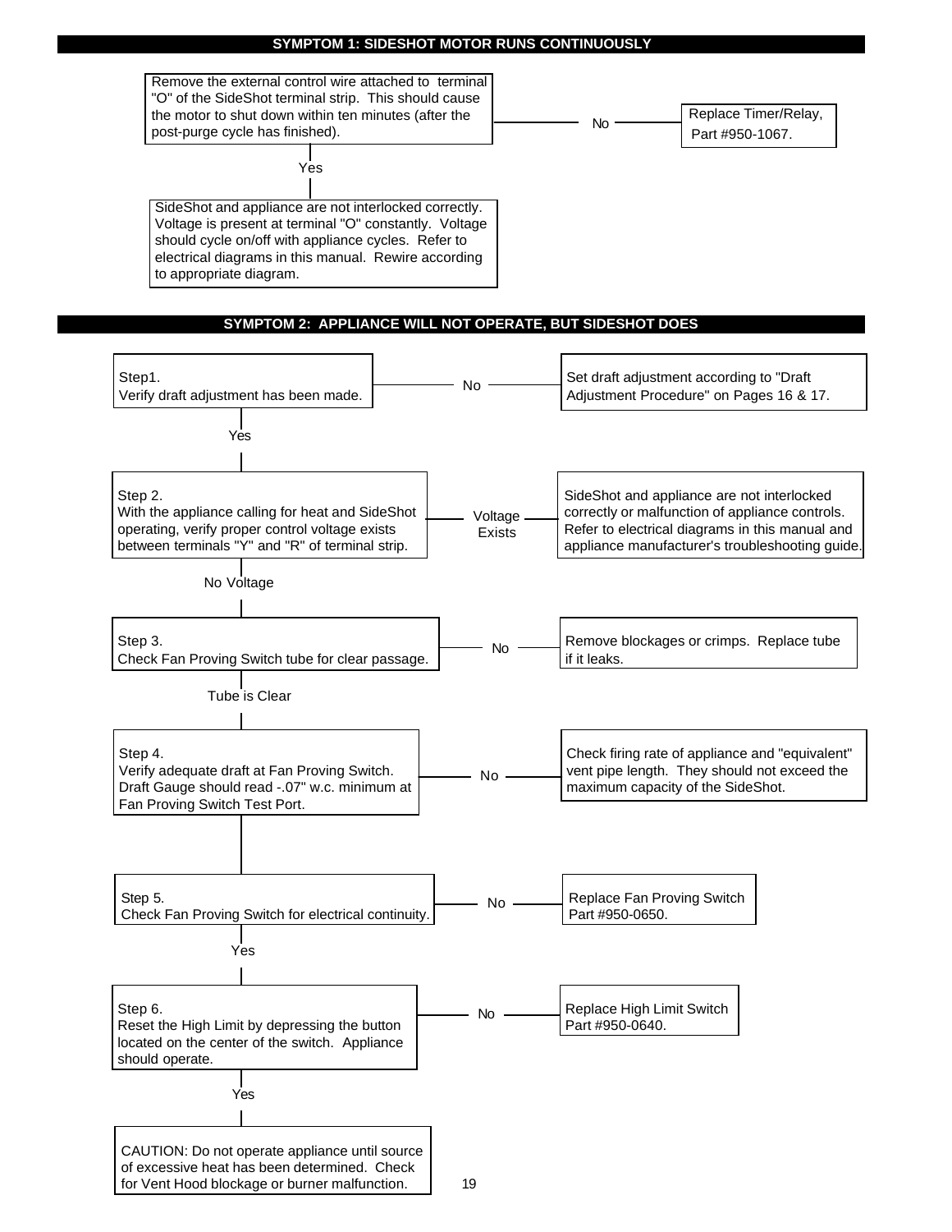## SYMPTOM 1: SIDESHOT MOTOR RUNS CONTINUOUSLY

Remove the external control wire attached to terminal "O" of the SideShot terminal strip. This should cause the motor to shut down within ten minutes (after the post-purge cycle has finished).

- **No** → Replace Timer/Relay, Part #950-1067.
- **Yes** → SideShot and appliance are not interlocked correctly. Voltage is present at terminal "O" constantly. Voltage should cycle on/off with appliance cycles. Refer to electrical diagrams in this manual. Rewire according to appropriate diagram.

## SYMPTOM 2: APPLIANCE WILL NOT OPERATE, BUT SIDESHOT DOES

**Step1.**
Verify draft adjustment has been made.

- **No** → Set draft adjustment according to "Draft Adjustment Procedure" on Pages 16 & 17.
- **Yes** → Step 2.

**Step 2.**
With the appliance calling for heat and SideShot operating, verify proper control voltage exists between terminals "Y" and "R" of terminal strip.

- **Voltage Exists** → SideShot and appliance are not interlocked correctly or malfunction of appliance controls. Refer to electrical diagrams in this manual and appliance manufacturer's troubleshooting guide.
- **No Voltage** → Step 3.

**Step 3.**
Check Fan Proving Switch tube for clear passage.

- **No** → Remove blockages or crimps. Replace tube if it leaks.
- **Tube is Clear** → Step 4.

**Step 4.**
Verify adequate draft at Fan Proving Switch. Draft Gauge should read -.07" w.c. minimum at Fan Proving Switch Test Port.

- **No** → Check firing rate of appliance and "equivalent" vent pipe length. They should not exceed the maximum capacity of the SideShot.
- → Step 5.

**Step 5.**
Check Fan Proving Switch for electrical continuity.

- **No** → Replace Fan Proving Switch Part #950-0650.
- **Yes** → Step 6.

**Step 6.**
Reset the High Limit by depressing the button located on the center of the switch. Appliance should operate.

- **No** → Replace High Limit Switch Part #950-0640.
- **Yes** → CAUTION: Do not operate appliance until source of excessive heat has been determined. Check for Vent Hood blockage or burner malfunction.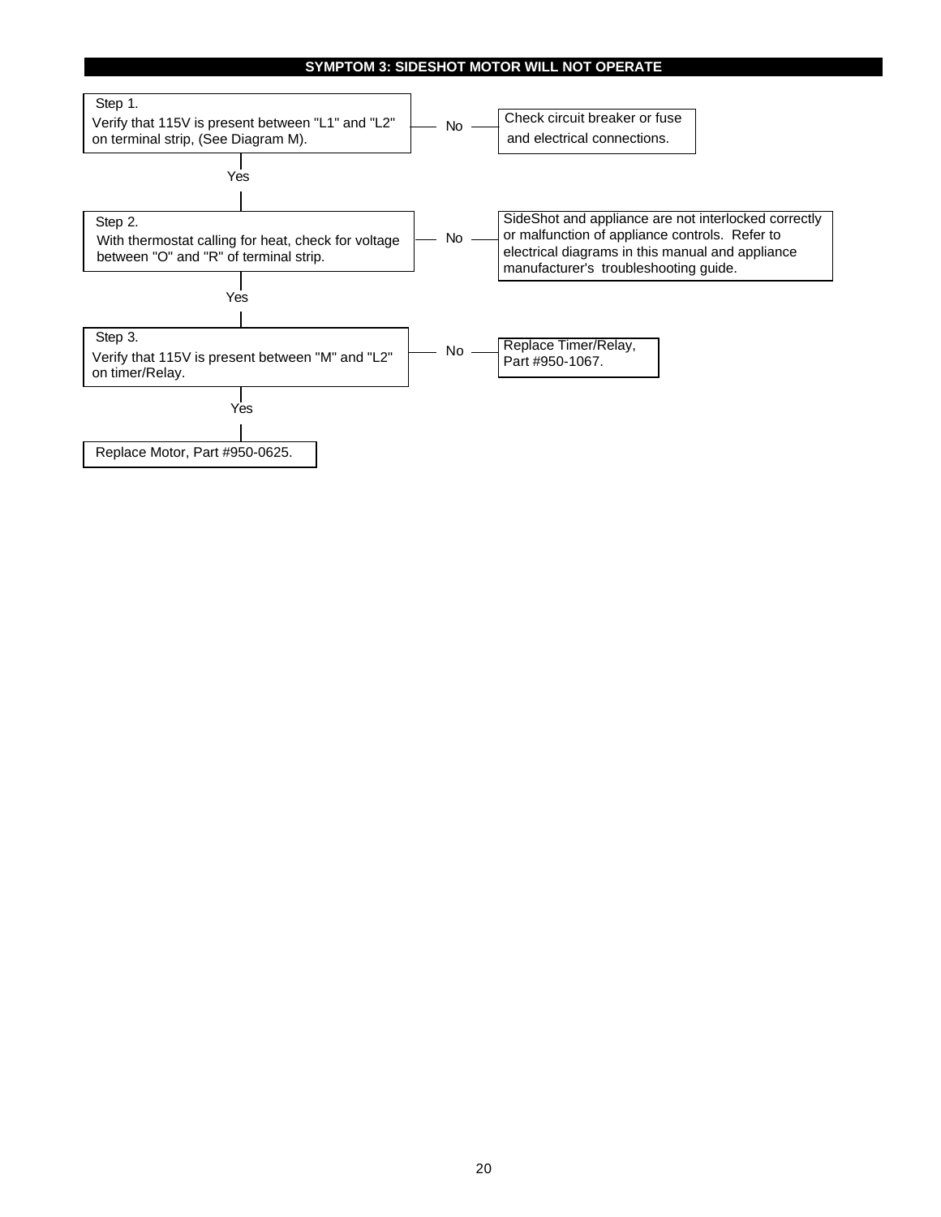## SYMPTOM 3: SIDESHOT MOTOR WILL NOT OPERATE

**Step 1.**
Verify that 115V is present between "L1" and "L2" on terminal strip, (See Diagram M).

- **No** → Check circuit breaker or fuse and electrical connections.
- **Yes** → Go to Step 2.

**Step 2.**
With thermostat calling for heat, check for voltage between "O" and "R" of terminal strip.

- **No** → SideShot and appliance are not interlocked correctly or malfunction of appliance controls. Refer to electrical diagrams in this manual and appliance manufacturer's troubleshooting guide.
- **Yes** → Go to Step 3.

**Step 3.**
Verify that 115V is present between "M" and "L2" on timer/Relay.

- **No** → Replace Timer/Relay, Part #950-1067.
- **Yes** → Replace Motor, Part #950-0625.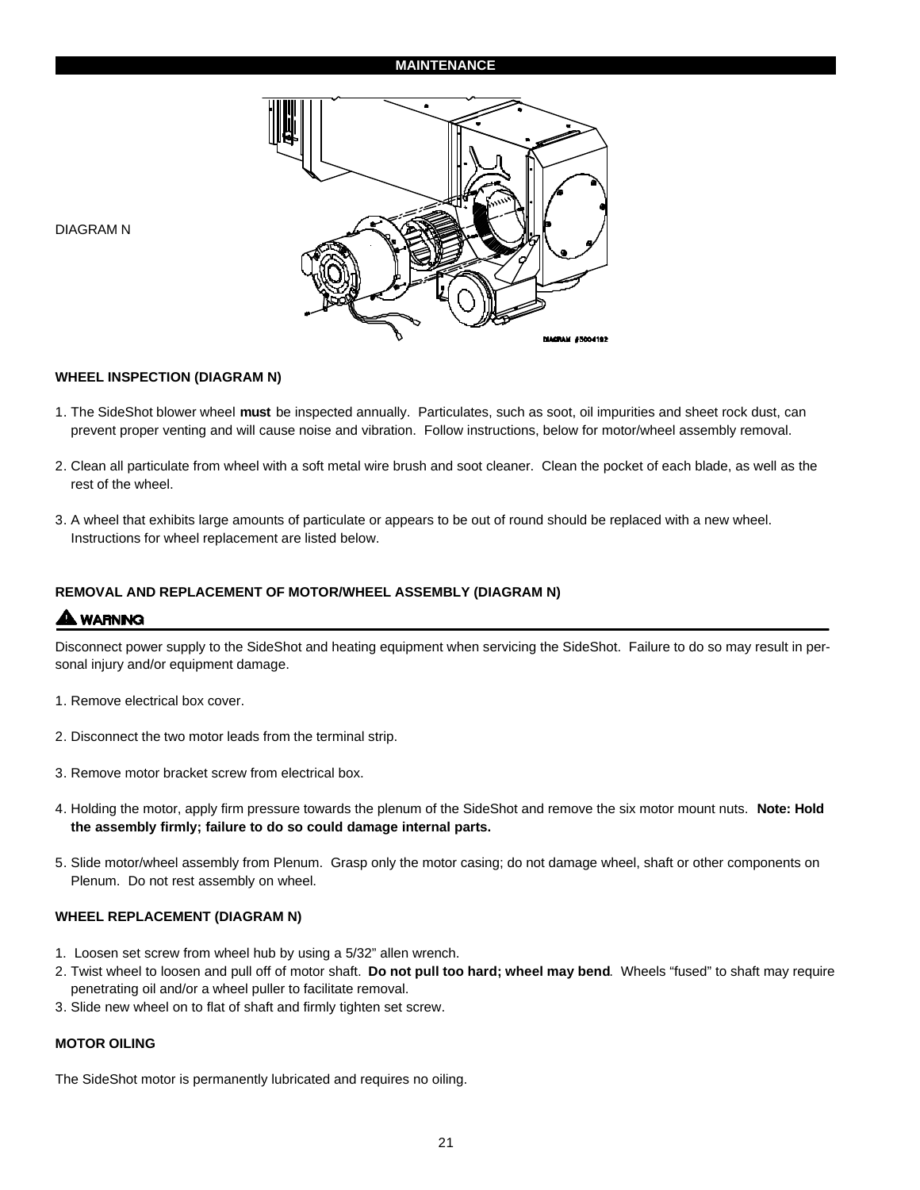## MAINTENANCE

DIAGRAM N

DIAGRAM #3004182

**WHEEL INSPECTION (DIAGRAM N)**

1. The SideShot blower wheel **must** be inspected annually. Particulates, such as soot, oil impurities and sheet rock dust, can prevent proper venting and will cause noise and vibration. Follow instructions, below for motor/wheel assembly removal.

2. Clean all particulate from wheel with a soft metal wire brush and soot cleaner. Clean the pocket of each blade, as well as the rest of the wheel.

3. A wheel that exhibits large amounts of particulate or appears to be out of round should be replaced with a new wheel. Instructions for wheel replacement are listed below.

**REMOVAL AND REPLACEMENT OF MOTOR/WHEEL ASSEMBLY (DIAGRAM N)**

**⚠ WARNING**

Disconnect power supply to the SideShot and heating equipment when servicing the SideShot. Failure to do so may result in personal injury and/or equipment damage.

1. Remove electrical box cover.

2. Disconnect the two motor leads from the terminal strip.

3. Remove motor bracket screw from electrical box.

4. Holding the motor, apply firm pressure towards the plenum of the SideShot and remove the six motor mount nuts. **Note: Hold the assembly firmly; failure to do so could damage internal parts.**

5. Slide motor/wheel assembly from Plenum. Grasp only the motor casing; do not damage wheel, shaft or other components on Plenum. Do not rest assembly on wheel.

**WHEEL REPLACEMENT (DIAGRAM N)**

1. Loosen set screw from wheel hub by using a 5/32” allen wrench.
2. Twist wheel to loosen and pull off of motor shaft. **Do not pull too hard; wheel may bend**. Wheels “fused” to shaft may require penetrating oil and/or a wheel puller to facilitate removal.
3. Slide new wheel on to flat of shaft and firmly tighten set screw.

**MOTOR OILING**

The SideShot motor is permanently lubricated and requires no oiling.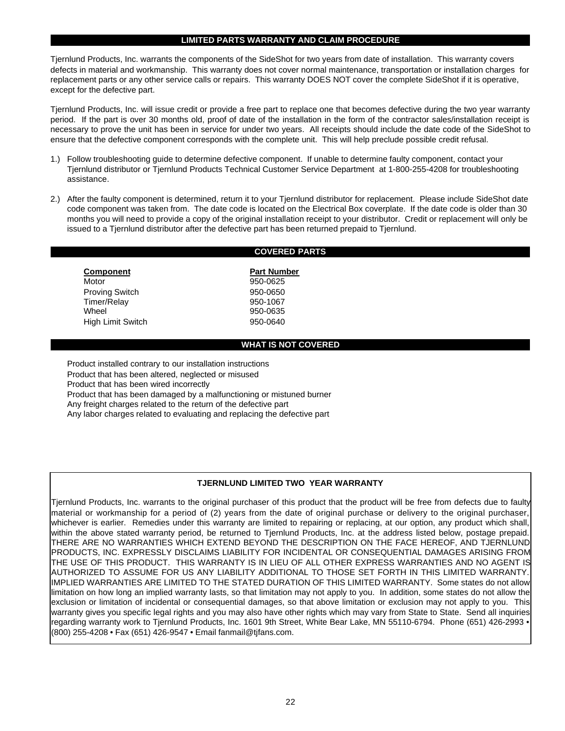## LIMITED PARTS WARRANTY AND CLAIM PROCEDURE

Tjernlund Products, Inc. warrants the components of the SideShot for two years from date of installation. This warranty covers defects in material and workmanship. This warranty does not cover normal maintenance, transportation or installation charges for replacement parts or any other service calls or repairs. This warranty DOES NOT cover the complete SideShot if it is operative, except for the defective part.

Tjernlund Products, Inc. will issue credit or provide a free part to replace one that becomes defective during the two year warranty period. If the part is over 30 months old, proof of date of the installation in the form of the contractor sales/installation receipt is necessary to prove the unit has been in service for under two years. All receipts should include the date code of the SideShot to ensure that the defective component corresponds with the complete unit. This will help preclude possible credit refusal.

1.) Follow troubleshooting guide to determine defective component. If unable to determine faulty component, contact your Tjernlund distributor or Tjernlund Products Technical Customer Service Department at 1-800-255-4208 for troubleshooting assistance.

2.) After the faulty component is determined, return it to your Tjernlund distributor for replacement. Please include SideShot date code component was taken from. The date code is located on the Electrical Box coverplate. If the date code is older than 30 months you will need to provide a copy of the original installation receipt to your distributor. Credit or replacement will only be issued to a Tjernlund distributor after the defective part has been returned prepaid to Tjernlund.

## COVERED PARTS

| Component | Part Number |
|---|---|
| Motor | 950-0625 |
| Proving Switch | 950-0650 |
| Timer/Relay | 950-1067 |
| Wheel | 950-0635 |
| High Limit Switch | 950-0640 |

## WHAT IS NOT COVERED

Product installed contrary to our installation instructions
Product that has been altered, neglected or misused
Product that has been wired incorrectly
Product that has been damaged by a malfunctioning or mistuned burner
Any freight charges related to the return of the defective part
Any labor charges related to evaluating and replacing the defective part

## TJERNLUND LIMITED TWO YEAR WARRANTY

Tjernlund Products, Inc. warrants to the original purchaser of this product that the product will be free from defects due to faulty material or workmanship for a period of (2) years from the date of original purchase or delivery to the original purchaser, whichever is earlier. Remedies under this warranty are limited to repairing or replacing, at our option, any product which shall, within the above stated warranty period, be returned to Tjernlund Products, Inc. at the address listed below, postage prepaid. THERE ARE NO WARRANTIES WHICH EXTEND BEYOND THE DESCRIPTION ON THE FACE HEREOF, AND TJERNLUND PRODUCTS, INC. EXPRESSLY DISCLAIMS LIABILITY FOR INCIDENTAL OR CONSEQUENTIAL DAMAGES ARISING FROM THE USE OF THIS PRODUCT. THIS WARRANTY IS IN LIEU OF ALL OTHER EXPRESS WARRANTIES AND NO AGENT IS AUTHORIZED TO ASSUME FOR US ANY LIABILITY ADDITIONAL TO THOSE SET FORTH IN THIS LIMITED WARRANTY. IMPLIED WARRANTIES ARE LIMITED TO THE STATED DURATION OF THIS LIMITED WARRANTY. Some states do not allow limitation on how long an implied warranty lasts, so that limitation may not apply to you. In addition, some states do not allow the exclusion or limitation of incidental or consequential damages, so that above limitation or exclusion may not apply to you. This warranty gives you specific legal rights and you may also have other rights which may vary from State to State. Send all inquiries regarding warranty work to Tjernlund Products, Inc. 1601 9th Street, White Bear Lake, MN 55110-6794. Phone (651) 426-2993 • (800) 255-4208 • Fax (651) 426-9547 • Email fanmail@tjfans.com.